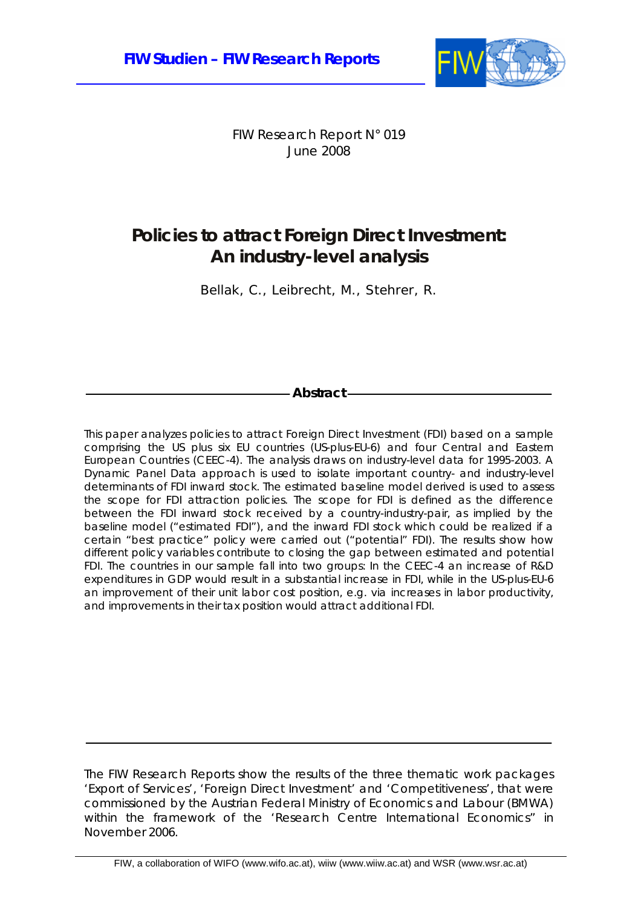**FIW Studien – FIW Research Reports**

FIW Research Report N° 019
June 2008

# Policies to attract Foreign Direct Investment: An industry-level analysis

Bellak, C., Leibrecht, M., Stehrer, R.

## Abstract

This paper analyzes policies to attract Foreign Direct Investment (FDI) based on a sample comprising the US plus six EU countries (US-plus-EU-6) and four Central and Eastern European Countries (CEEC-4). The analysis draws on industry-level data for 1995-2003. A Dynamic Panel Data approach is used to isolate important country- and industry-level determinants of FDI inward stock. The estimated baseline model derived is used to assess the scope for FDI attraction policies. The scope for FDI is defined as the difference between the FDI inward stock received by a country-industry-pair, as implied by the baseline model ("estimated FDI"), and the inward FDI stock which could be realized if a certain "best practice" policy were carried out ("potential" FDI). The results show how different policy variables contribute to closing the gap between estimated and potential FDI. The countries in our sample fall into two groups: In the CEEC-4 an increase of R&D expenditures in GDP would result in a substantial increase in FDI, while in the US-plus-EU-6 an improvement of their unit labor cost position, e.g. via increases in labor productivity, and improvements in their tax position would attract additional FDI.

The FIW Research Reports show the results of the three thematic work packages 'Export of Services', 'Foreign Direct Investment' and 'Competitiveness', that were commissioned by the Austrian Federal Ministry of Economics and Labour (BMWA) within the framework of the 'Research Centre International Economics" in November 2006.

FIW, a collaboration of WIFO (www.wifo.ac.at), wiiw (www.wiiw.ac.at) and WSR (www.wsr.ac.at)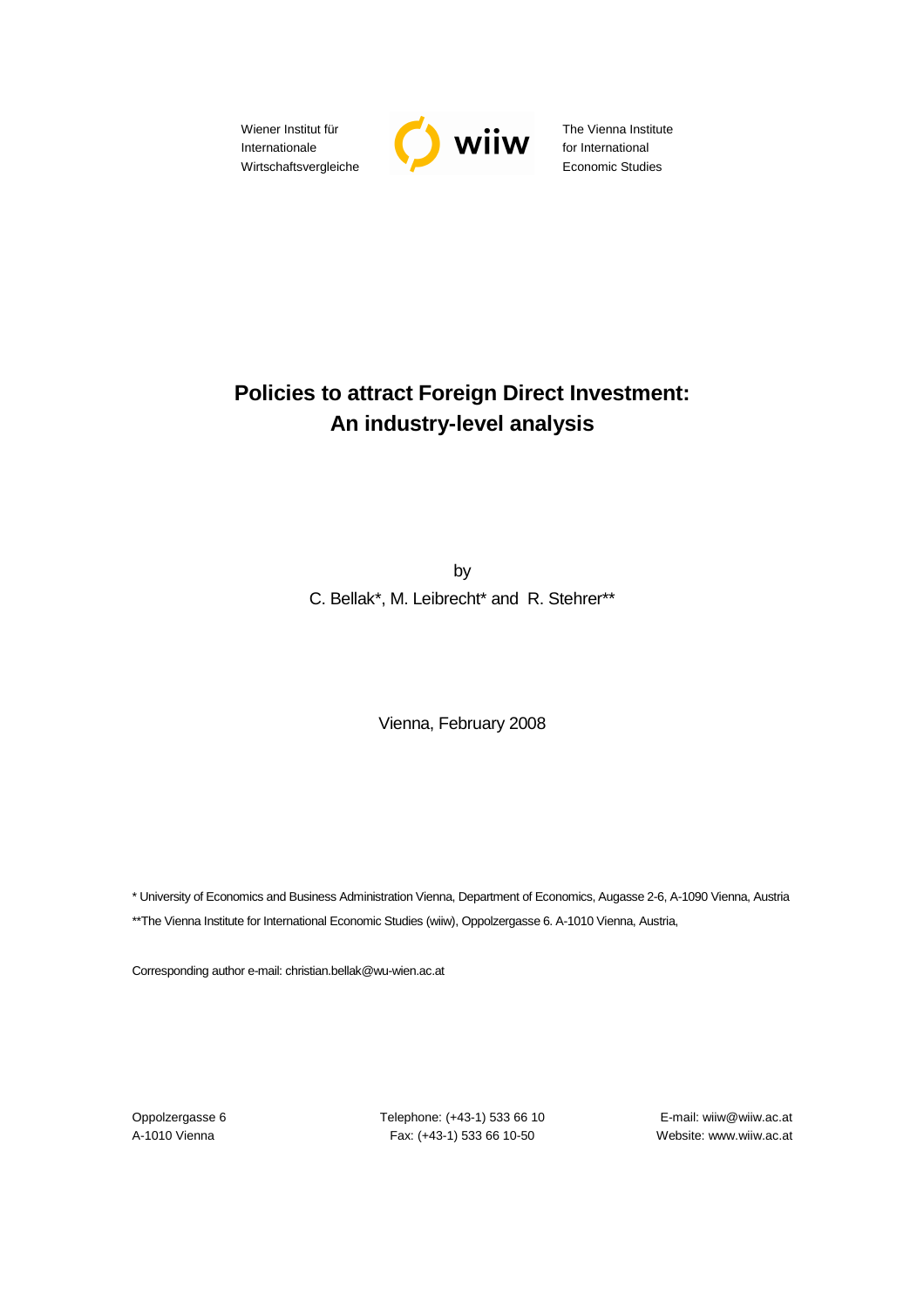Wiener Institut für Internationale Wirtschaftsvergleiche

wiiw

The Vienna Institute for International Economic Studies

# Policies to attract Foreign Direct Investment: An industry-level analysis

by

C. Bellak*, M. Leibrecht* and R. Stehrer**

Vienna, February 2008

\* University of Economics and Business Administration Vienna, Department of Economics, Augasse 2-6, A-1090 Vienna, Austria

\*\*The Vienna Institute for International Economic Studies (wiiw), Oppolzergasse 6. A-1010 Vienna, Austria,

Corresponding author e-mail: christian.bellak@wu-wien.ac.at

Oppolzergasse 6
A-1010 Vienna

Telephone: (+43-1) 533 66 10
Fax: (+43-1) 533 66 10-50

E-mail: wiiw@wiiw.ac.at
Website: www.wiiw.ac.at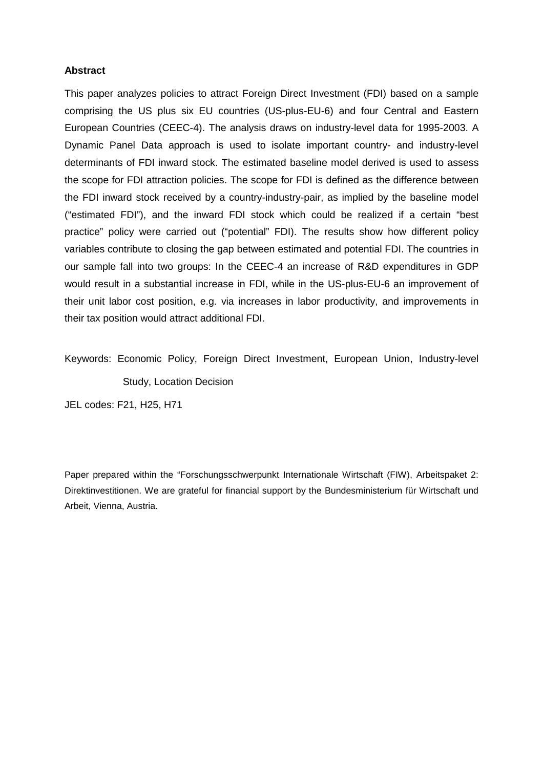**Abstract**

This paper analyzes policies to attract Foreign Direct Investment (FDI) based on a sample comprising the US plus six EU countries (US-plus-EU-6) and four Central and Eastern European Countries (CEEC-4). The analysis draws on industry-level data for 1995-2003. A Dynamic Panel Data approach is used to isolate important country- and industry-level determinants of FDI inward stock. The estimated baseline model derived is used to assess the scope for FDI attraction policies. The scope for FDI is defined as the difference between the FDI inward stock received by a country-industry-pair, as implied by the baseline model ("estimated FDI"), and the inward FDI stock which could be realized if a certain "best practice" policy were carried out ("potential" FDI). The results show how different policy variables contribute to closing the gap between estimated and potential FDI. The countries in our sample fall into two groups: In the CEEC-4 an increase of R&D expenditures in GDP would result in a substantial increase in FDI, while in the US-plus-EU-6 an improvement of their unit labor cost position, e.g. via increases in labor productivity, and improvements in their tax position would attract additional FDI.

Keywords: Economic Policy, Foreign Direct Investment, European Union, Industry-level Study, Location Decision

JEL codes: F21, H25, H71

Paper prepared within the "Forschungsschwerpunkt Internationale Wirtschaft (FIW), Arbeitspaket 2: Direktinvestitionen. We are grateful for financial support by the Bundesministerium für Wirtschaft und Arbeit, Vienna, Austria.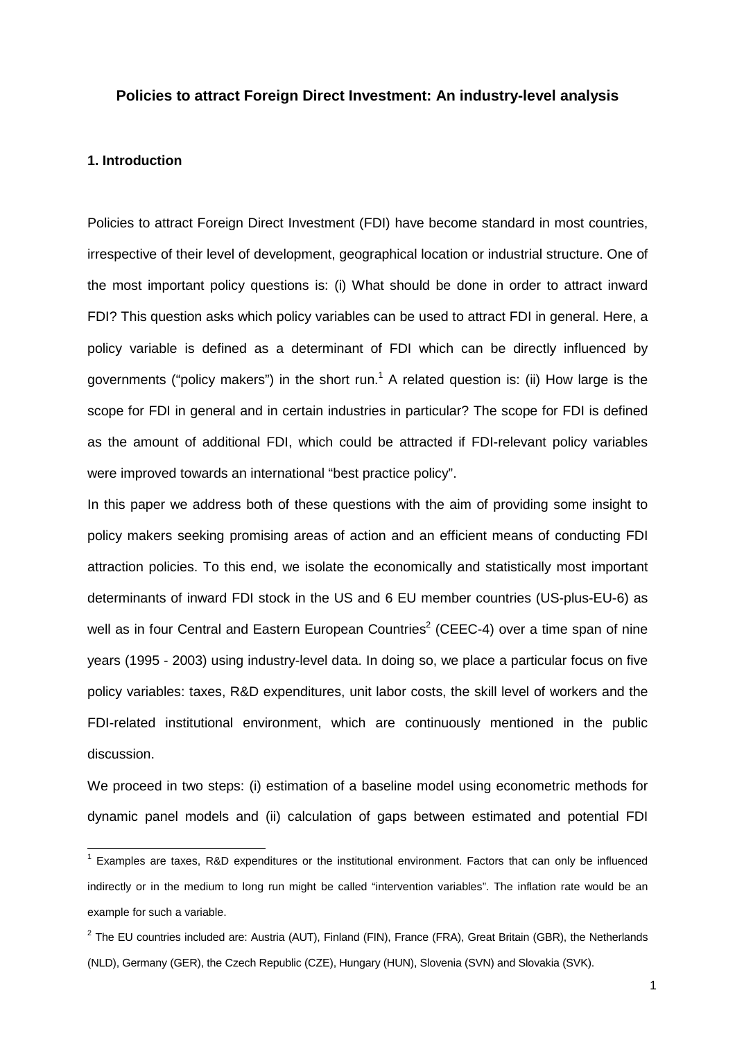**Policies to attract Foreign Direct Investment: An industry-level analysis**

**1. Introduction**

Policies to attract Foreign Direct Investment (FDI) have become standard in most countries, irrespective of their level of development, geographical location or industrial structure. One of the most important policy questions is: (i) What should be done in order to attract inward FDI? This question asks which policy variables can be used to attract FDI in general. Here, a policy variable is defined as a determinant of FDI which can be directly influenced by governments ("policy makers") in the short run.[1] A related question is: (ii) How large is the scope for FDI in general and in certain industries in particular? The scope for FDI is defined as the amount of additional FDI, which could be attracted if FDI-relevant policy variables were improved towards an international "best practice policy".

In this paper we address both of these questions with the aim of providing some insight to policy makers seeking promising areas of action and an efficient means of conducting FDI attraction policies. To this end, we isolate the economically and statistically most important determinants of inward FDI stock in the US and 6 EU member countries (US-plus-EU-6) as well as in four Central and Eastern European Countries[2] (CEEC-4) over a time span of nine years (1995 - 2003) using industry-level data. In doing so, we place a particular focus on five policy variables: taxes, R&D expenditures, unit labor costs, the skill level of workers and the FDI-related institutional environment, which are continuously mentioned in the public discussion.

We proceed in two steps: (i) estimation of a baseline model using econometric methods for dynamic panel models and (ii) calculation of gaps between estimated and potential FDI

---

[1] Examples are taxes, R&D expenditures or the institutional environment. Factors that can only be influenced indirectly or in the medium to long run might be called "intervention variables". The inflation rate would be an example for such a variable.

[2] The EU countries included are: Austria (AUT), Finland (FIN), France (FRA), Great Britain (GBR), the Netherlands (NLD), Germany (GER), the Czech Republic (CZE), Hungary (HUN), Slovenia (SVN) and Slovakia (SVK).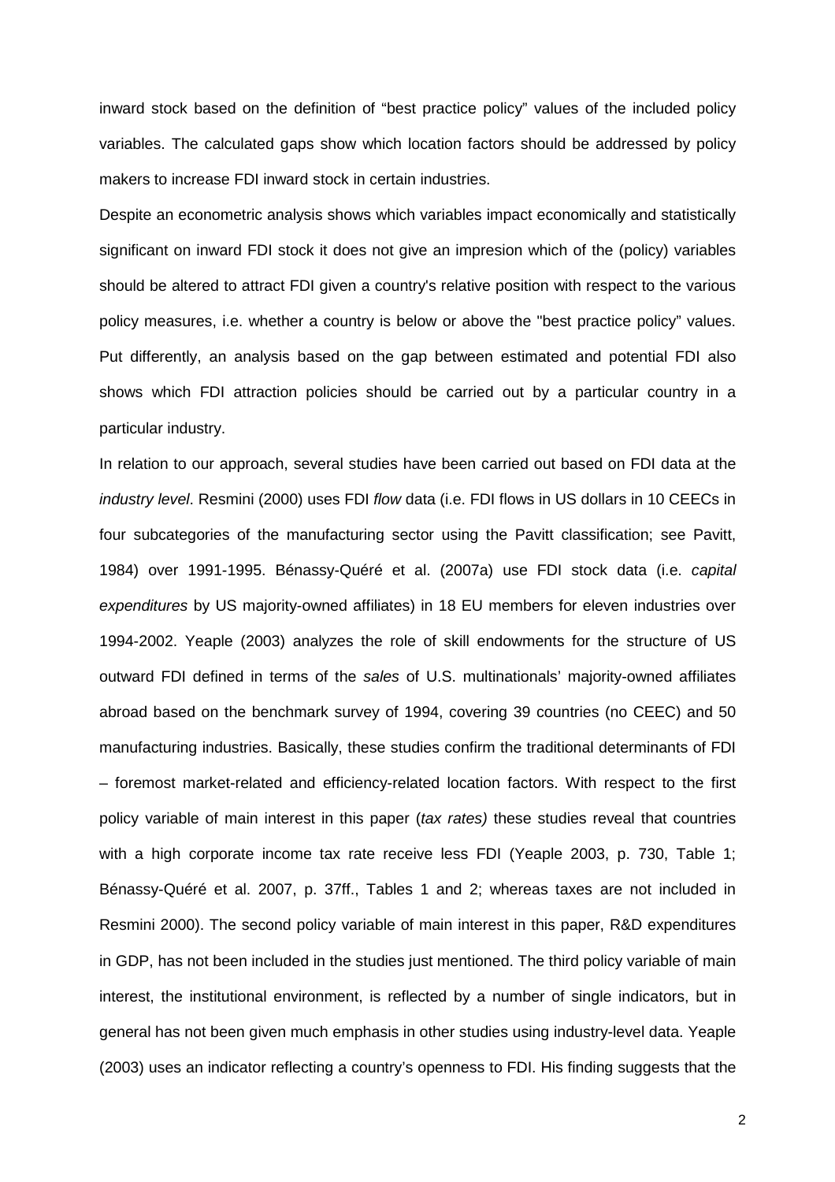inward stock based on the definition of "best practice policy" values of the included policy variables. The calculated gaps show which location factors should be addressed by policy makers to increase FDI inward stock in certain industries.

Despite an econometric analysis shows which variables impact economically and statistically significant on inward FDI stock it does not give an impresion which of the (policy) variables should be altered to attract FDI given a country's relative position with respect to the various policy measures, i.e. whether a country is below or above the "best practice policy" values. Put differently, an analysis based on the gap between estimated and potential FDI also shows which FDI attraction policies should be carried out by a particular country in a particular industry.

In relation to our approach, several studies have been carried out based on FDI data at the *industry level*. Resmini (2000) uses FDI *flow* data (i.e. FDI flows in US dollars in 10 CEECs in four subcategories of the manufacturing sector using the Pavitt classification; see Pavitt, 1984) over 1991-1995. Bénassy-Quéré et al. (2007a) use FDI stock data (i.e. *capital expenditures* by US majority-owned affiliates) in 18 EU members for eleven industries over 1994-2002. Yeaple (2003) analyzes the role of skill endowments for the structure of US outward FDI defined in terms of the *sales* of U.S. multinationals' majority-owned affiliates abroad based on the benchmark survey of 1994, covering 39 countries (no CEEC) and 50 manufacturing industries. Basically, these studies confirm the traditional determinants of FDI – foremost market-related and efficiency-related location factors. With respect to the first policy variable of main interest in this paper (*tax rates)* these studies reveal that countries with a high corporate income tax rate receive less FDI (Yeaple 2003, p. 730, Table 1; Bénassy-Quéré et al. 2007, p. 37ff., Tables 1 and 2; whereas taxes are not included in Resmini 2000). The second policy variable of main interest in this paper, R&D expenditures in GDP, has not been included in the studies just mentioned. The third policy variable of main interest, the institutional environment, is reflected by a number of single indicators, but in general has not been given much emphasis in other studies using industry-level data. Yeaple (2003) uses an indicator reflecting a country's openness to FDI. His finding suggests that the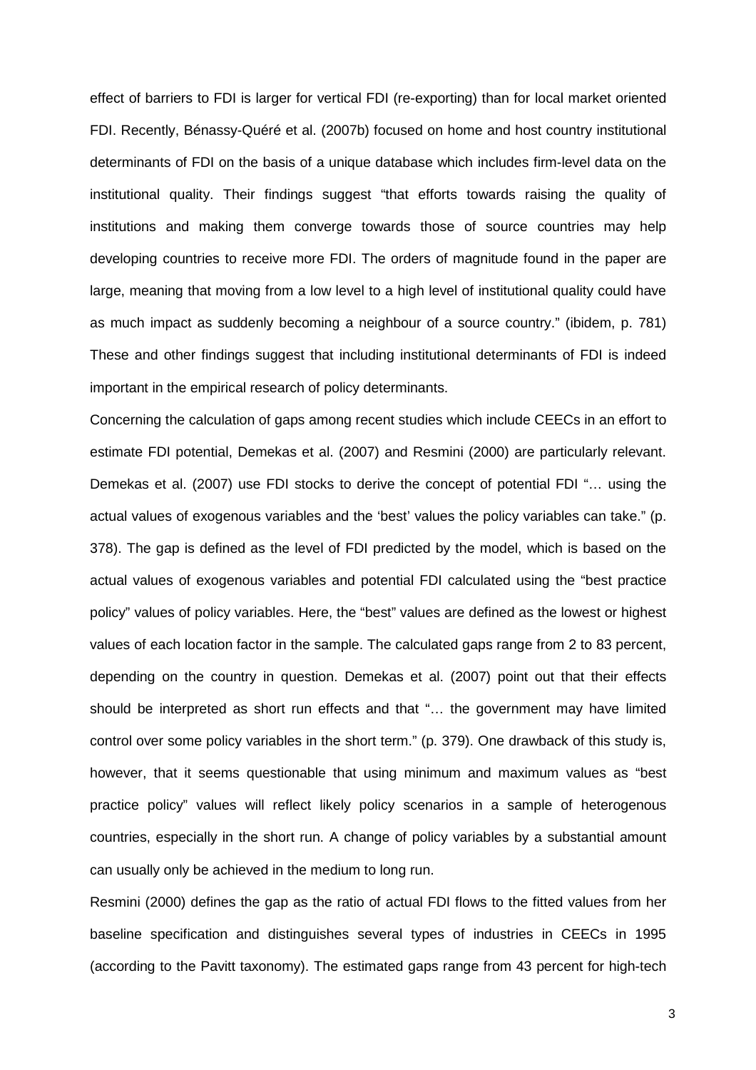effect of barriers to FDI is larger for vertical FDI (re-exporting) than for local market oriented FDI. Recently, Bénassy-Quéré et al. (2007b) focused on home and host country institutional determinants of FDI on the basis of a unique database which includes firm-level data on the institutional quality. Their findings suggest "that efforts towards raising the quality of institutions and making them converge towards those of source countries may help developing countries to receive more FDI. The orders of magnitude found in the paper are large, meaning that moving from a low level to a high level of institutional quality could have as much impact as suddenly becoming a neighbour of a source country." (ibidem, p. 781) These and other findings suggest that including institutional determinants of FDI is indeed important in the empirical research of policy determinants.

Concerning the calculation of gaps among recent studies which include CEECs in an effort to estimate FDI potential, Demekas et al. (2007) and Resmini (2000) are particularly relevant. Demekas et al. (2007) use FDI stocks to derive the concept of potential FDI "… using the actual values of exogenous variables and the 'best' values the policy variables can take." (p. 378). The gap is defined as the level of FDI predicted by the model, which is based on the actual values of exogenous variables and potential FDI calculated using the "best practice policy" values of policy variables. Here, the "best" values are defined as the lowest or highest values of each location factor in the sample. The calculated gaps range from 2 to 83 percent, depending on the country in question. Demekas et al. (2007) point out that their effects should be interpreted as short run effects and that "… the government may have limited control over some policy variables in the short term." (p. 379). One drawback of this study is, however, that it seems questionable that using minimum and maximum values as "best practice policy" values will reflect likely policy scenarios in a sample of heterogenous countries, especially in the short run. A change of policy variables by a substantial amount can usually only be achieved in the medium to long run.

Resmini (2000) defines the gap as the ratio of actual FDI flows to the fitted values from her baseline specification and distinguishes several types of industries in CEECs in 1995 (according to the Pavitt taxonomy). The estimated gaps range from 43 percent for high-tech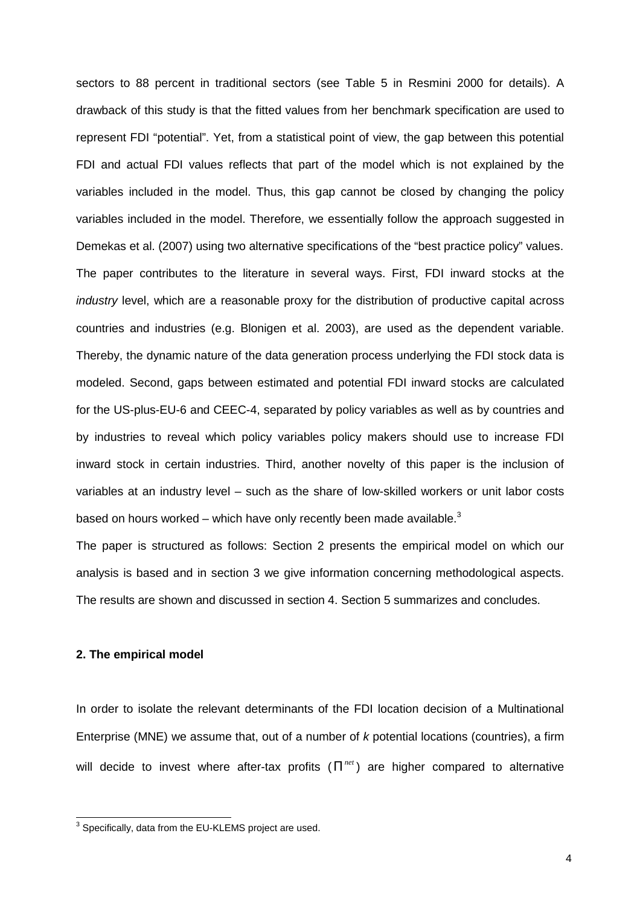sectors to 88 percent in traditional sectors (see Table 5 in Resmini 2000 for details). A drawback of this study is that the fitted values from her benchmark specification are used to represent FDI "potential". Yet, from a statistical point of view, the gap between this potential FDI and actual FDI values reflects that part of the model which is not explained by the variables included in the model. Thus, this gap cannot be closed by changing the policy variables included in the model. Therefore, we essentially follow the approach suggested in Demekas et al. (2007) using two alternative specifications of the "best practice policy" values.

The paper contributes to the literature in several ways. First, FDI inward stocks at the *industry* level, which are a reasonable proxy for the distribution of productive capital across countries and industries (e.g. Blonigen et al. 2003), are used as the dependent variable. Thereby, the dynamic nature of the data generation process underlying the FDI stock data is modeled. Second, gaps between estimated and potential FDI inward stocks are calculated for the US-plus-EU-6 and CEEC-4, separated by policy variables as well as by countries and by industries to reveal which policy variables policy makers should use to increase FDI inward stock in certain industries. Third, another novelty of this paper is the inclusion of variables at an industry level – such as the share of low-skilled workers or unit labor costs based on hours worked – which have only recently been made available.[3]

The paper is structured as follows: Section 2 presents the empirical model on which our analysis is based and in section 3 we give information concerning methodological aspects. The results are shown and discussed in section 4. Section 5 summarizes and concludes.

## 2. The empirical model

In order to isolate the relevant determinants of the FDI location decision of a Multinational Enterprise (MNE) we assume that, out of a number of *k* potential locations (countries), a firm will decide to invest where after-tax profits ($\Pi^{net}$) are higher compared to alternative

[3] Specifically, data from the EU-KLEMS project are used.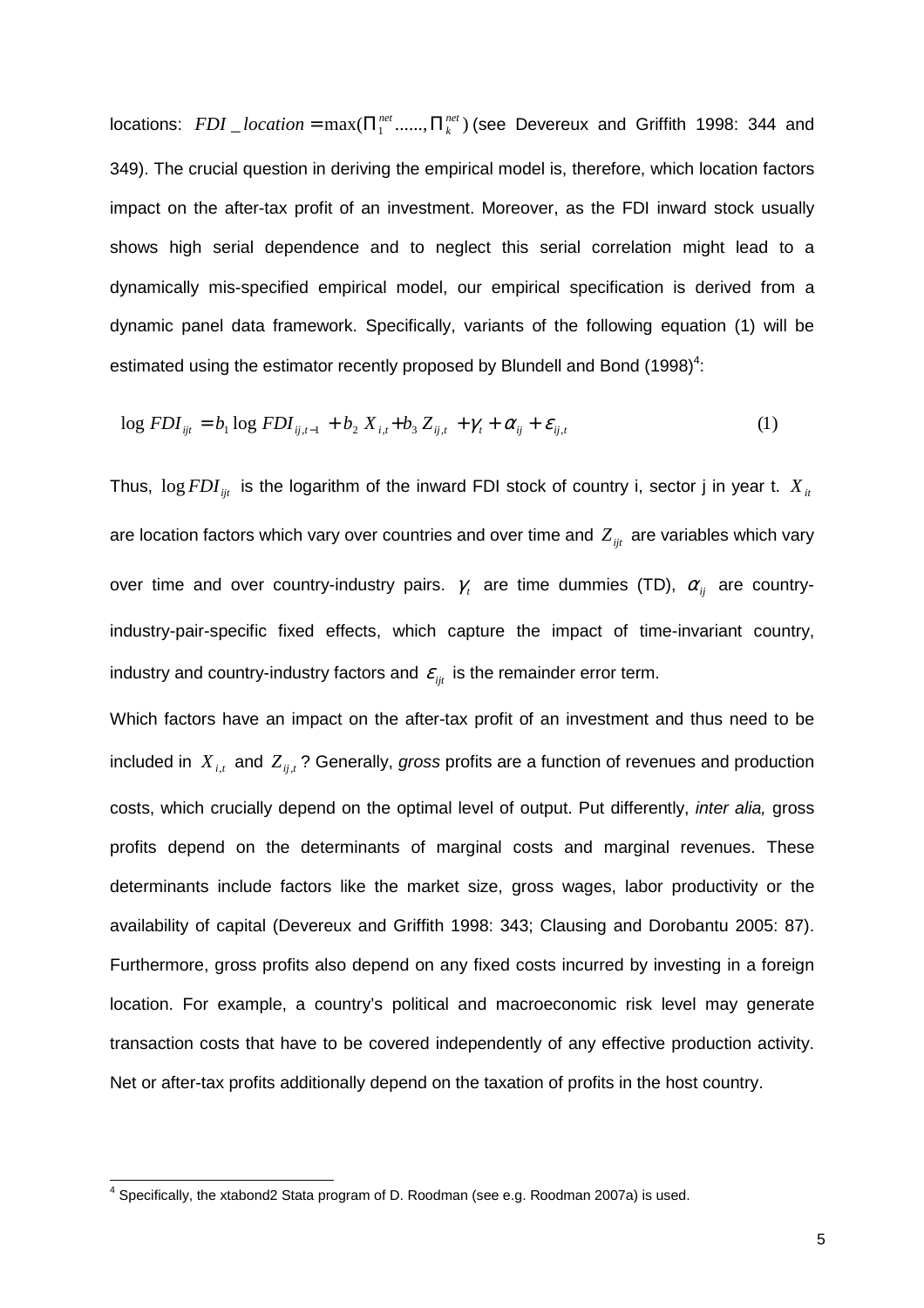locations: $FDI\_location = \max(\Pi_1^{net} ......, \Pi_k^{net})$ (see Devereux and Griffith 1998: 344 and 349). The crucial question in deriving the empirical model is, therefore, which location factors impact on the after-tax profit of an investment. Moreover, as the FDI inward stock usually shows high serial dependence and to neglect this serial correlation might lead to a dynamically mis-specified empirical model, our empirical specification is derived from a dynamic panel data framework. Specifically, variants of the following equation (1) will be estimated using the estimator recently proposed by Blundell and Bond (1998)[4]:

$$\log FDI_{ijt} = b_1 \log FDI_{ij,t-1} + b_2 X_{i,t} + b_3 Z_{ij,t} + \gamma_t + \alpha_{ij} + \varepsilon_{ij,t} \tag{1}$$

Thus, $\log FDI_{ijt}$ is the logarithm of the inward FDI stock of country i, sector j in year t. $X_{it}$ are location factors which vary over countries and over time and $Z_{ijt}$ are variables which vary over time and over country-industry pairs. $\gamma_t$ are time dummies (TD), $\alpha_{ij}$ are country-industry-pair-specific fixed effects, which capture the impact of time-invariant country, industry and country-industry factors and $\varepsilon_{ijt}$ is the remainder error term.

Which factors have an impact on the after-tax profit of an investment and thus need to be included in $X_{i,t}$ and $Z_{ij,t}$? Generally, *gross* profits are a function of revenues and production costs, which crucially depend on the optimal level of output. Put differently, *inter alia,* gross profits depend on the determinants of marginal costs and marginal revenues. These determinants include factors like the market size, gross wages, labor productivity or the availability of capital (Devereux and Griffith 1998: 343; Clausing and Dorobantu 2005: 87). Furthermore, gross profits also depend on any fixed costs incurred by investing in a foreign location. For example, a country's political and macroeconomic risk level may generate transaction costs that have to be covered independently of any effective production activity. Net or after-tax profits additionally depend on the taxation of profits in the host country.

[4] Specifically, the xtabond2 Stata program of D. Roodman (see e.g. Roodman 2007a) is used.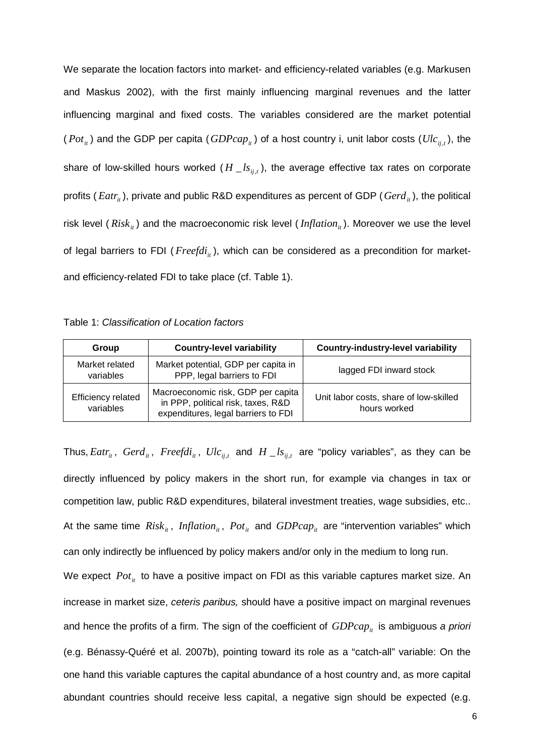We separate the location factors into market- and efficiency-related variables (e.g. Markusen and Maskus 2002), with the first mainly influencing marginal revenues and the latter influencing marginal and fixed costs. The variables considered are the market potential ($Pot_{it}$) and the GDP per capita ($GDPcap_{it}$) of a host country i, unit labor costs ($Ulc_{ij,t}$), the share of low-skilled hours worked ($H\_ls_{ij,t}$), the average effective tax rates on corporate profits ($Eatr_{it}$), private and public R&D expenditures as percent of GDP ($Gerd_{it}$), the political risk level ($Risk_{it}$) and the macroeconomic risk level ($Inflation_{it}$). Moreover we use the level of legal barriers to FDI ($Freefdi_{it}$), which can be considered as a precondition for market- and efficiency-related FDI to take place (cf. Table 1).

Table 1: *Classification of Location factors*

| Group | Country-level variability | Country-industry-level variability |
|---|---|---|
| Market related variables | Market potential, GDP per capita in PPP, legal barriers to FDI | lagged FDI inward stock |
| Efficiency related variables | Macroeconomic risk, GDP per capita in PPP, political risk, taxes, R&D expenditures, legal barriers to FDI | Unit labor costs, share of low-skilled hours worked |

Thus, $Eatr_{it}$, $Gerd_{it}$, $Freefdi_{it}$, $Ulc_{ij,t}$ and $H\_ls_{ij,t}$ are "policy variables", as they can be directly influenced by policy makers in the short run, for example via changes in tax or competition law, public R&D expenditures, bilateral investment treaties, wage subsidies, etc.. At the same time $Risk_{it}$, $Inflation_{it}$, $Pot_{it}$ and $GDPcap_{it}$ are "intervention variables" which can only indirectly be influenced by policy makers and/or only in the medium to long run.

We expect $Pot_{it}$ to have a positive impact on FDI as this variable captures market size. An increase in market size, *ceteris paribus,* should have a positive impact on marginal revenues and hence the profits of a firm. The sign of the coefficient of $GDPcap_{it}$ is ambiguous *a priori* (e.g. Bénassy-Quéré et al. 2007b), pointing toward its role as a "catch-all" variable: On the one hand this variable captures the capital abundance of a host country and, as more capital abundant countries should receive less capital, a negative sign should be expected (e.g.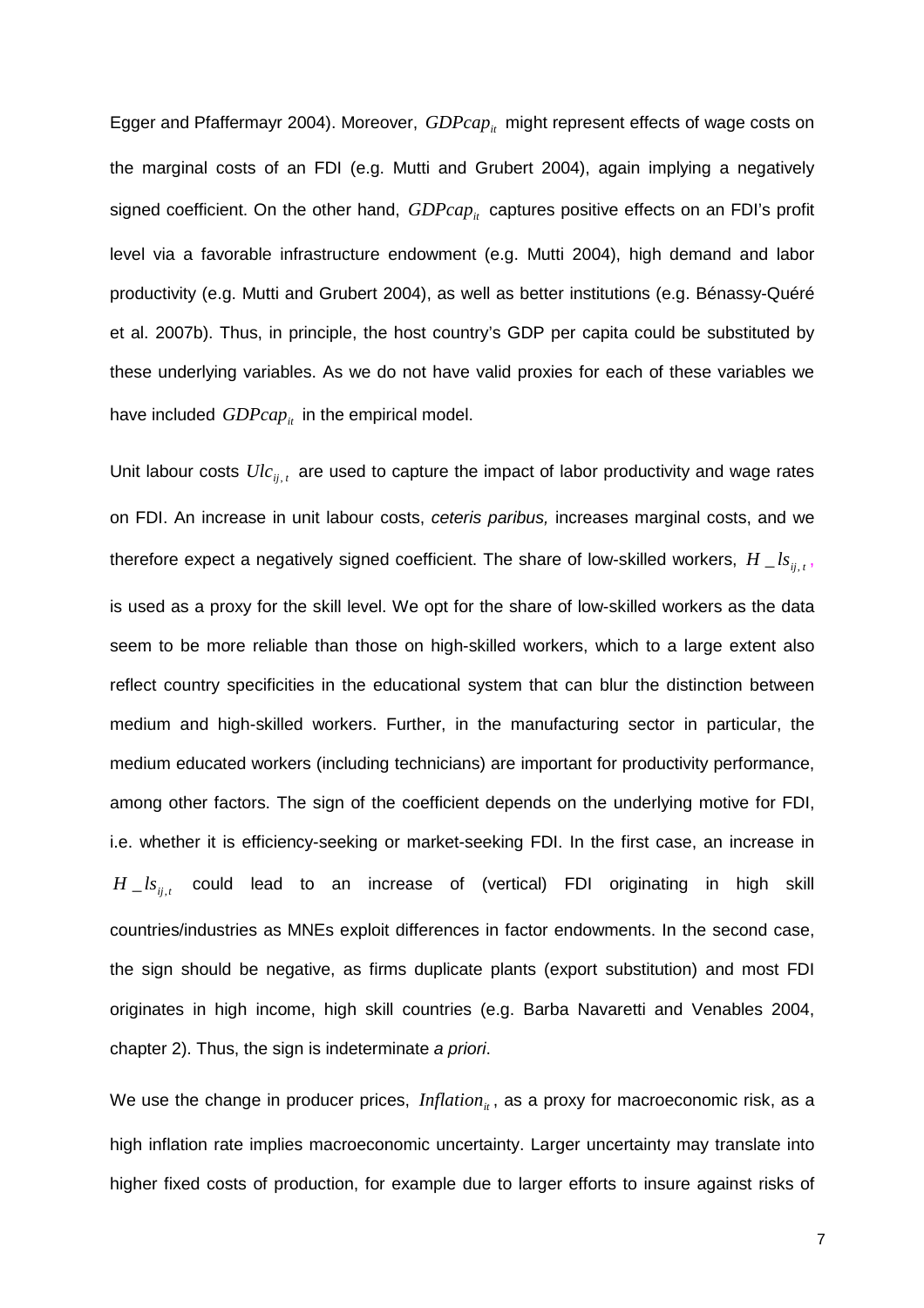Egger and Pfaffermayr 2004). Moreover, $GDPcap_{it}$ might represent effects of wage costs on the marginal costs of an FDI (e.g. Mutti and Grubert 2004), again implying a negatively signed coefficient. On the other hand, $GDPcap_{it}$ captures positive effects on an FDI's profit level via a favorable infrastructure endowment (e.g. Mutti 2004), high demand and labor productivity (e.g. Mutti and Grubert 2004), as well as better institutions (e.g. Bénassy-Quéré et al. 2007b). Thus, in principle, the host country's GDP per capita could be substituted by these underlying variables. As we do not have valid proxies for each of these variables we have included $GDPcap_{it}$ in the empirical model.

Unit labour costs $Ulc_{ij,t}$ are used to capture the impact of labor productivity and wage rates on FDI. An increase in unit labour costs, *ceteris paribus,* increases marginal costs, and we therefore expect a negatively signed coefficient. The share of low-skilled workers, $H\_ls_{ij,t}$, is used as a proxy for the skill level. We opt for the share of low-skilled workers as the data seem to be more reliable than those on high-skilled workers, which to a large extent also reflect country specificities in the educational system that can blur the distinction between medium and high-skilled workers. Further, in the manufacturing sector in particular, the medium educated workers (including technicians) are important for productivity performance, among other factors. The sign of the coefficient depends on the underlying motive for FDI, i.e. whether it is efficiency-seeking or market-seeking FDI. In the first case, an increase in $H\_ls_{ij,t}$ could lead to an increase of (vertical) FDI originating in high skill countries/industries as MNEs exploit differences in factor endowments. In the second case, the sign should be negative, as firms duplicate plants (export substitution) and most FDI originates in high income, high skill countries (e.g. Barba Navaretti and Venables 2004, chapter 2). Thus, the sign is indeterminate *a priori*.

We use the change in producer prices, $Inflation_{it}$, as a proxy for macroeconomic risk, as a high inflation rate implies macroeconomic uncertainty. Larger uncertainty may translate into higher fixed costs of production, for example due to larger efforts to insure against risks of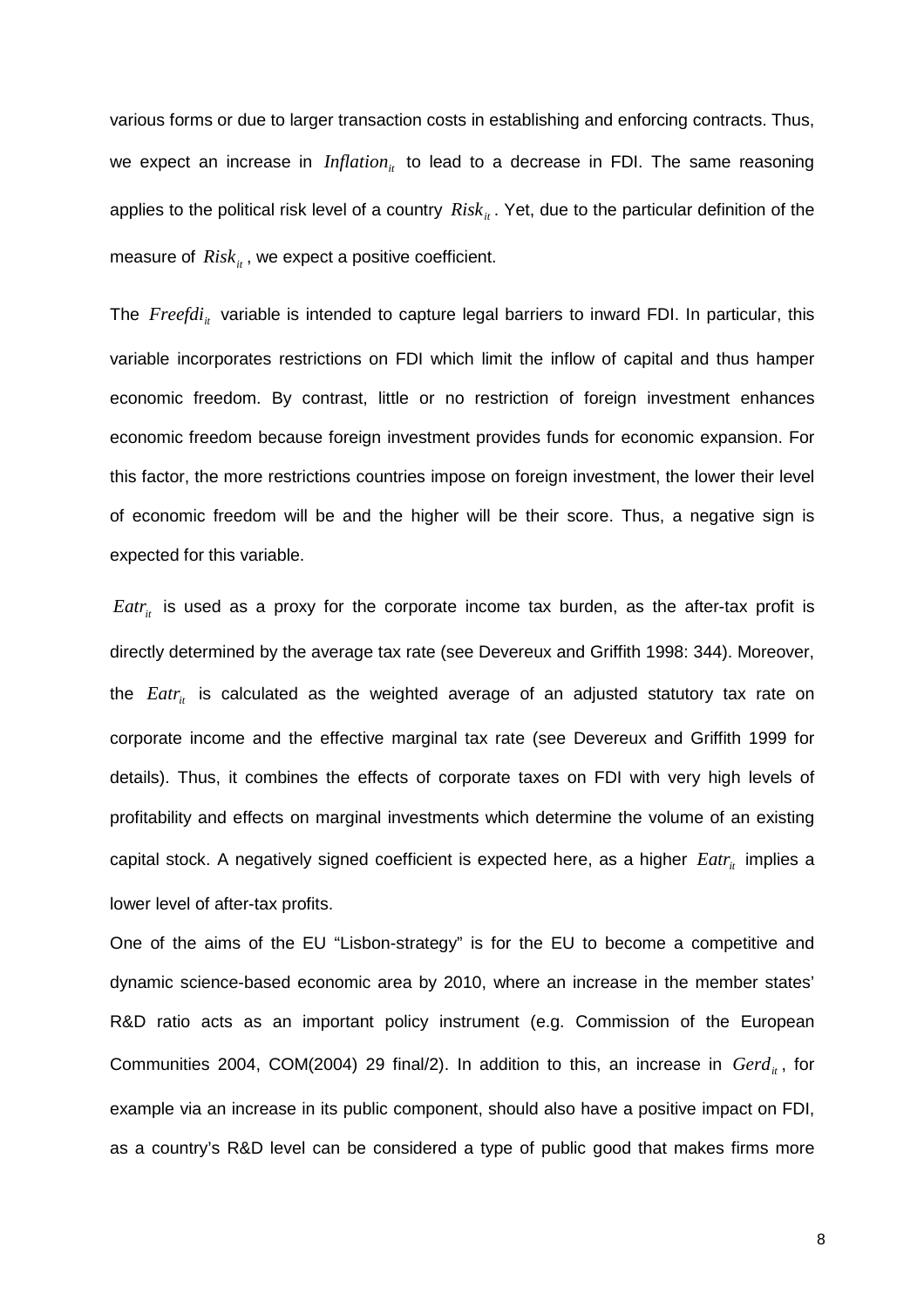various forms or due to larger transaction costs in establishing and enforcing contracts. Thus, we expect an increase in $Inflation_{it}$ to lead to a decrease in FDI. The same reasoning applies to the political risk level of a country $Risk_{it}$. Yet, due to the particular definition of the measure of $Risk_{it}$, we expect a positive coefficient.

The $Freefdi_{it}$ variable is intended to capture legal barriers to inward FDI. In particular, this variable incorporates restrictions on FDI which limit the inflow of capital and thus hamper economic freedom. By contrast, little or no restriction of foreign investment enhances economic freedom because foreign investment provides funds for economic expansion. For this factor, the more restrictions countries impose on foreign investment, the lower their level of economic freedom will be and the higher will be their score. Thus, a negative sign is expected for this variable.

$Eatr_{it}$ is used as a proxy for the corporate income tax burden, as the after-tax profit is directly determined by the average tax rate (see Devereux and Griffith 1998: 344). Moreover, the $Eatr_{it}$ is calculated as the weighted average of an adjusted statutory tax rate on corporate income and the effective marginal tax rate (see Devereux and Griffith 1999 for details). Thus, it combines the effects of corporate taxes on FDI with very high levels of profitability and effects on marginal investments which determine the volume of an existing capital stock. A negatively signed coefficient is expected here, as a higher $Eatr_{it}$ implies a lower level of after-tax profits.

One of the aims of the EU "Lisbon-strategy" is for the EU to become a competitive and dynamic science-based economic area by 2010, where an increase in the member states' R&D ratio acts as an important policy instrument (e.g. Commission of the European Communities 2004, COM(2004) 29 final/2). In addition to this, an increase in $Gerd_{it}$, for example via an increase in its public component, should also have a positive impact on FDI, as a country's R&D level can be considered a type of public good that makes firms more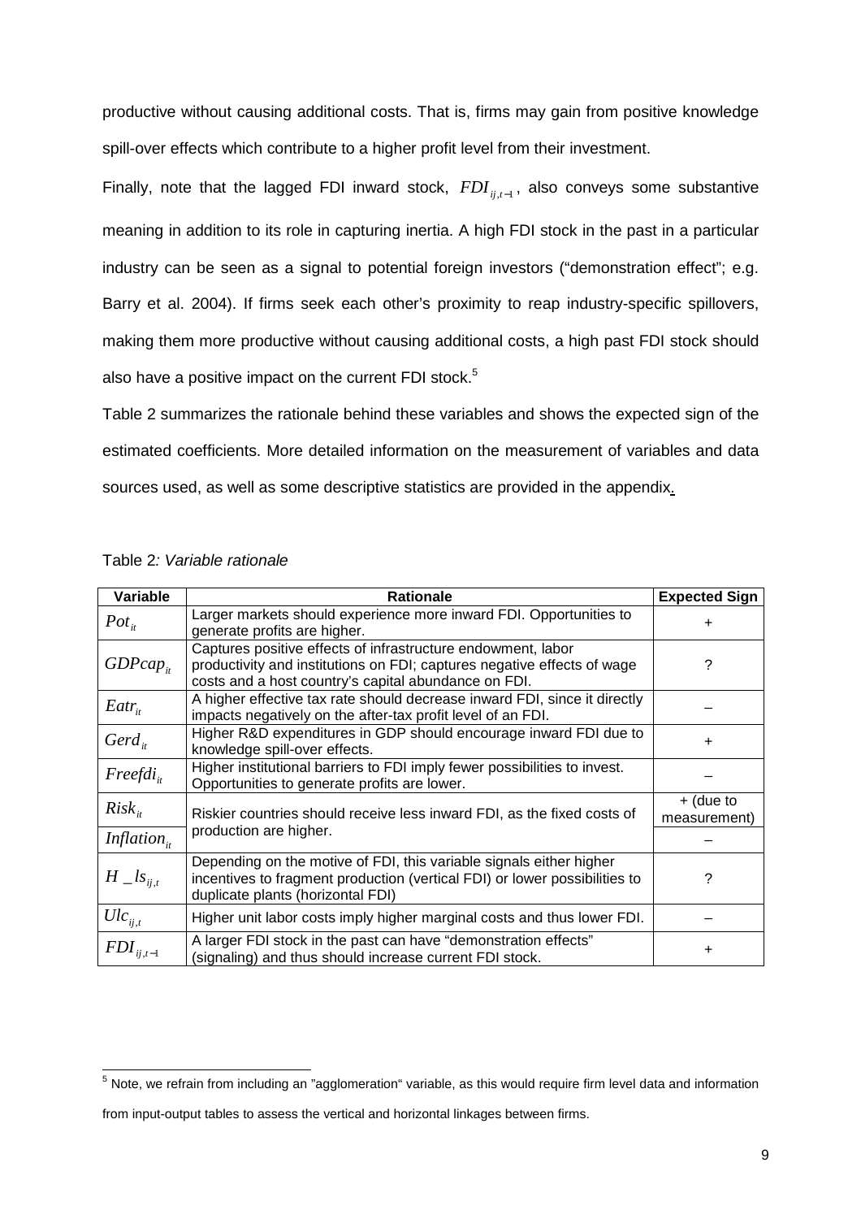productive without causing additional costs. That is, firms may gain from positive knowledge spill-over effects which contribute to a higher profit level from their investment.

Finally, note that the lagged FDI inward stock, $FDI_{ij,t-1}$, also conveys some substantive meaning in addition to its role in capturing inertia. A high FDI stock in the past in a particular industry can be seen as a signal to potential foreign investors ("demonstration effect"; e.g. Barry et al. 2004). If firms seek each other's proximity to reap industry-specific spillovers, making them more productive without causing additional costs, a high past FDI stock should also have a positive impact on the current FDI stock.[5]

Table 2 summarizes the rationale behind these variables and shows the expected sign of the estimated coefficients. More detailed information on the measurement of variables and data sources used, as well as some descriptive statistics are provided in the appendix.

Table 2*: Variable rationale*

| Variable | Rationale | Expected Sign |
|---|---|---|
| $Pot_{it}$ | Larger markets should experience more inward FDI. Opportunities to generate profits are higher. | + |
| $GDPcap_{it}$ | Captures positive effects of infrastructure endowment, labor productivity and institutions on FDI; captures negative effects of wage costs and a host country's capital abundance on FDI. | ? |
| $Eatr_{it}$ | A higher effective tax rate should decrease inward FDI, since it directly impacts negatively on the after-tax profit level of an FDI. | – |
| $Gerd_{it}$ | Higher R&D expenditures in GDP should encourage inward FDI due to knowledge spill-over effects. | + |
| $Freefdi_{it}$ | Higher institutional barriers to FDI imply fewer possibilities to invest. Opportunities to generate profits are lower. | – |
| $Risk_{it}$ | Riskier countries should receive less inward FDI, as the fixed costs of production are higher. | + (due to measurement) |
| $Inflation_{it}$ | | – |
| $H\_ls_{ij,t}$ | Depending on the motive of FDI, this variable signals either higher incentives to fragment production (vertical FDI) or lower possibilities to duplicate plants (horizontal FDI) | ? |
| $Ulc_{ij,t}$ | Higher unit labor costs imply higher marginal costs and thus lower FDI. | – |
| $FDI_{ij,t-1}$ | A larger FDI stock in the past can have "demonstration effects" (signaling) and thus should increase current FDI stock. | + |

[5] Note, we refrain from including an "agglomeration" variable, as this would require firm level data and information from input-output tables to assess the vertical and horizontal linkages between firms.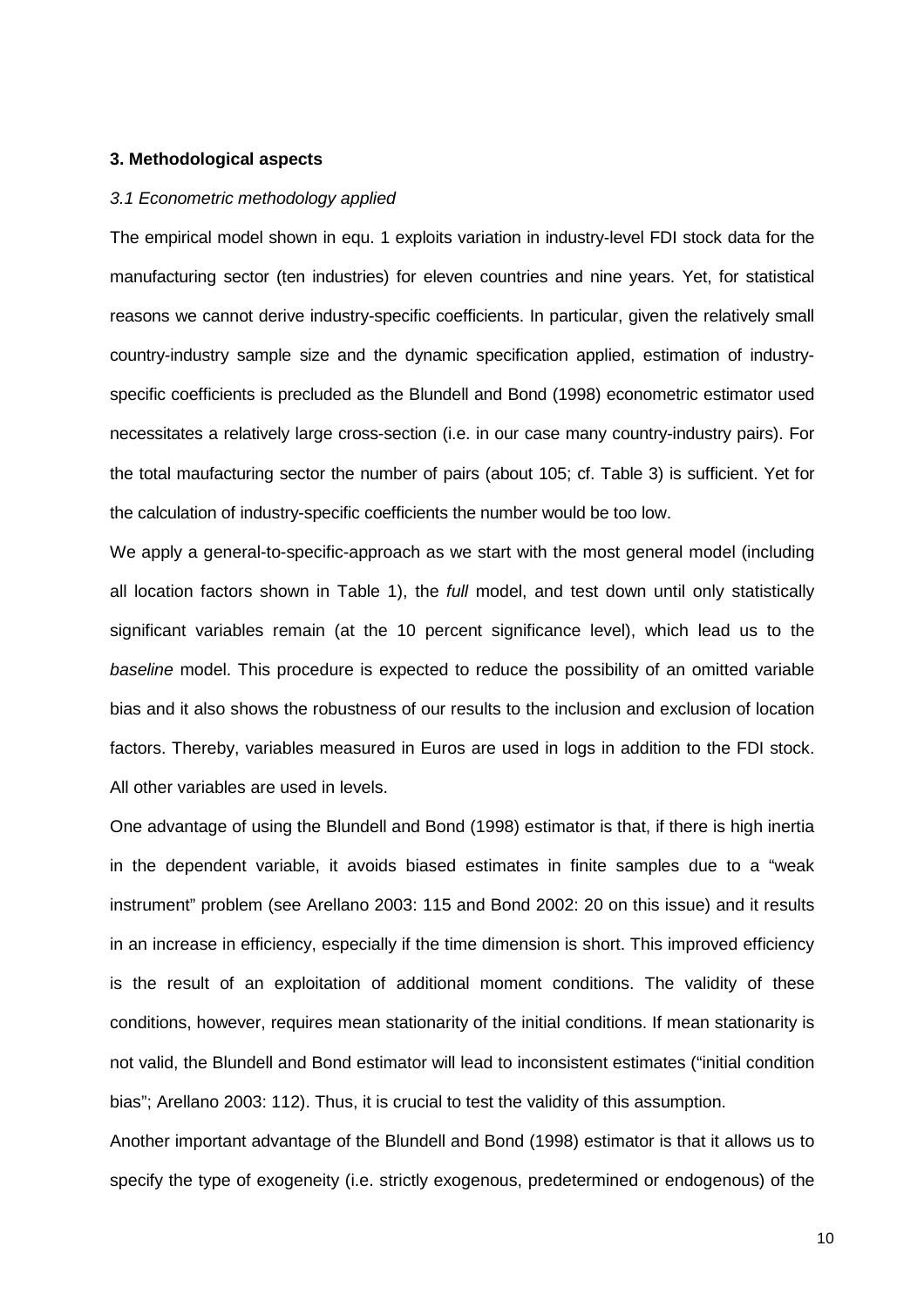### 3. Methodological aspects

#### *3.1 Econometric methodology applied*

The empirical model shown in equ. 1 exploits variation in industry-level FDI stock data for the manufacturing sector (ten industries) for eleven countries and nine years. Yet, for statistical reasons we cannot derive industry-specific coefficients. In particular, given the relatively small country-industry sample size and the dynamic specification applied, estimation of industry-specific coefficients is precluded as the Blundell and Bond (1998) econometric estimator used necessitates a relatively large cross-section (i.e. in our case many country-industry pairs). For the total maufacturing sector the number of pairs (about 105; cf. Table 3) is sufficient. Yet for the calculation of industry-specific coefficients the number would be too low.

We apply a general-to-specific-approach as we start with the most general model (including all location factors shown in Table 1), the *full* model, and test down until only statistically significant variables remain (at the 10 percent significance level), which lead us to the *baseline* model. This procedure is expected to reduce the possibility of an omitted variable bias and it also shows the robustness of our results to the inclusion and exclusion of location factors. Thereby, variables measured in Euros are used in logs in addition to the FDI stock. All other variables are used in levels.

One advantage of using the Blundell and Bond (1998) estimator is that, if there is high inertia in the dependent variable, it avoids biased estimates in finite samples due to a "weak instrument" problem (see Arellano 2003: 115 and Bond 2002: 20 on this issue) and it results in an increase in efficiency, especially if the time dimension is short. This improved efficiency is the result of an exploitation of additional moment conditions. The validity of these conditions, however, requires mean stationarity of the initial conditions. If mean stationarity is not valid, the Blundell and Bond estimator will lead to inconsistent estimates ("initial condition bias"; Arellano 2003: 112). Thus, it is crucial to test the validity of this assumption.

Another important advantage of the Blundell and Bond (1998) estimator is that it allows us to specify the type of exogeneity (i.e. strictly exogenous, predetermined or endogenous) of the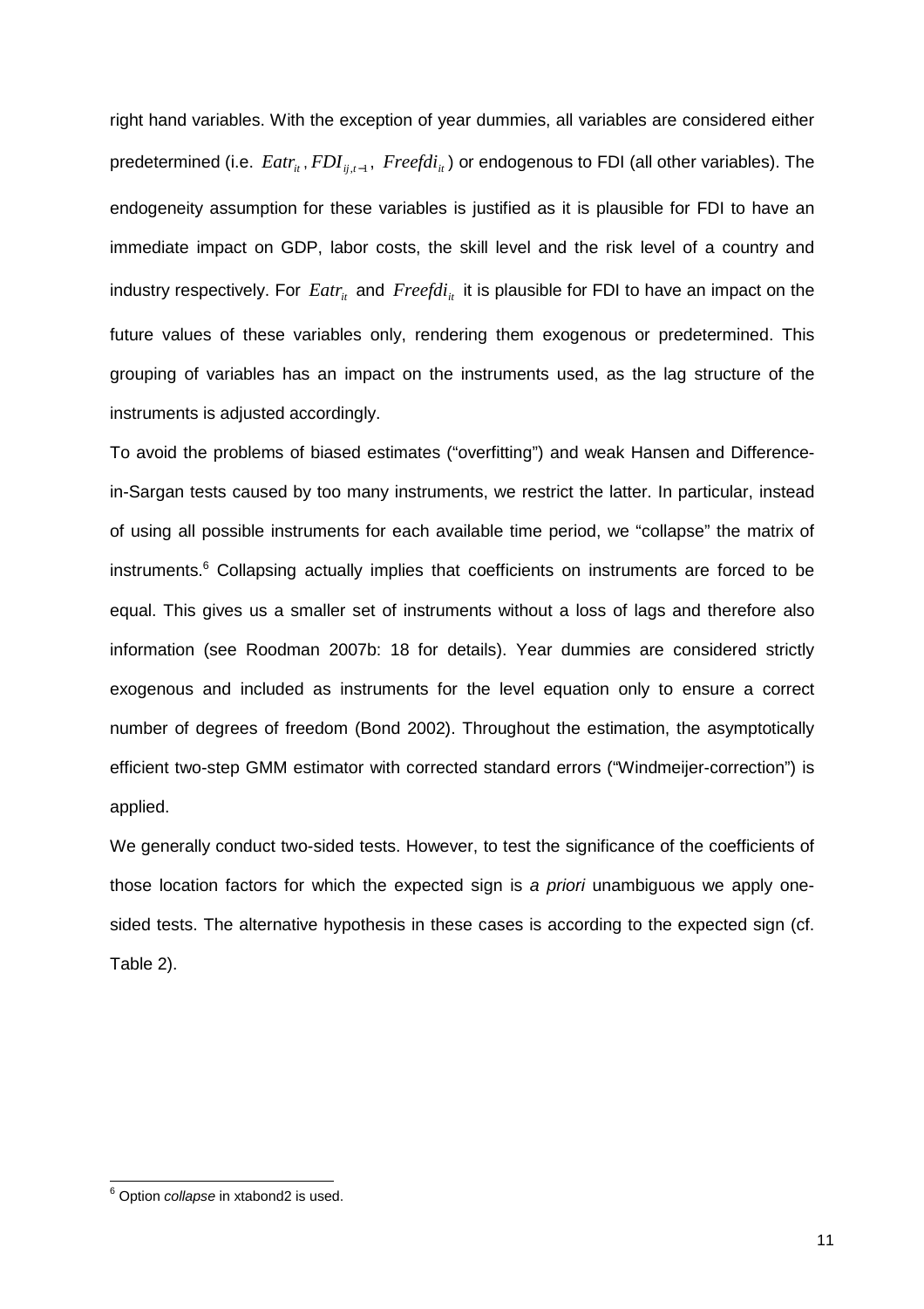right hand variables. With the exception of year dummies, all variables are considered either predetermined (i.e. $Eatr_{it}$, $FDI_{ij,t-1}$, $Freefdi_{it}$) or endogenous to FDI (all other variables). The endogeneity assumption for these variables is justified as it is plausible for FDI to have an immediate impact on GDP, labor costs, the skill level and the risk level of a country and industry respectively. For $Eatr_{it}$ and $Freefdi_{it}$ it is plausible for FDI to have an impact on the future values of these variables only, rendering them exogenous or predetermined. This grouping of variables has an impact on the instruments used, as the lag structure of the instruments is adjusted accordingly.

To avoid the problems of biased estimates ("overfitting") and weak Hansen and Difference-in-Sargan tests caused by too many instruments, we restrict the latter. In particular, instead of using all possible instruments for each available time period, we "collapse" the matrix of instruments.[6] Collapsing actually implies that coefficients on instruments are forced to be equal. This gives us a smaller set of instruments without a loss of lags and therefore also information (see Roodman 2007b: 18 for details). Year dummies are considered strictly exogenous and included as instruments for the level equation only to ensure a correct number of degrees of freedom (Bond 2002). Throughout the estimation, the asymptotically efficient two-step GMM estimator with corrected standard errors ("Windmeijer-correction") is applied.

We generally conduct two-sided tests. However, to test the significance of the coefficients of those location factors for which the expected sign is *a priori* unambiguous we apply one-sided tests. The alternative hypothesis in these cases is according to the expected sign (cf. Table 2).

[6] Option *collapse* in xtabond2 is used.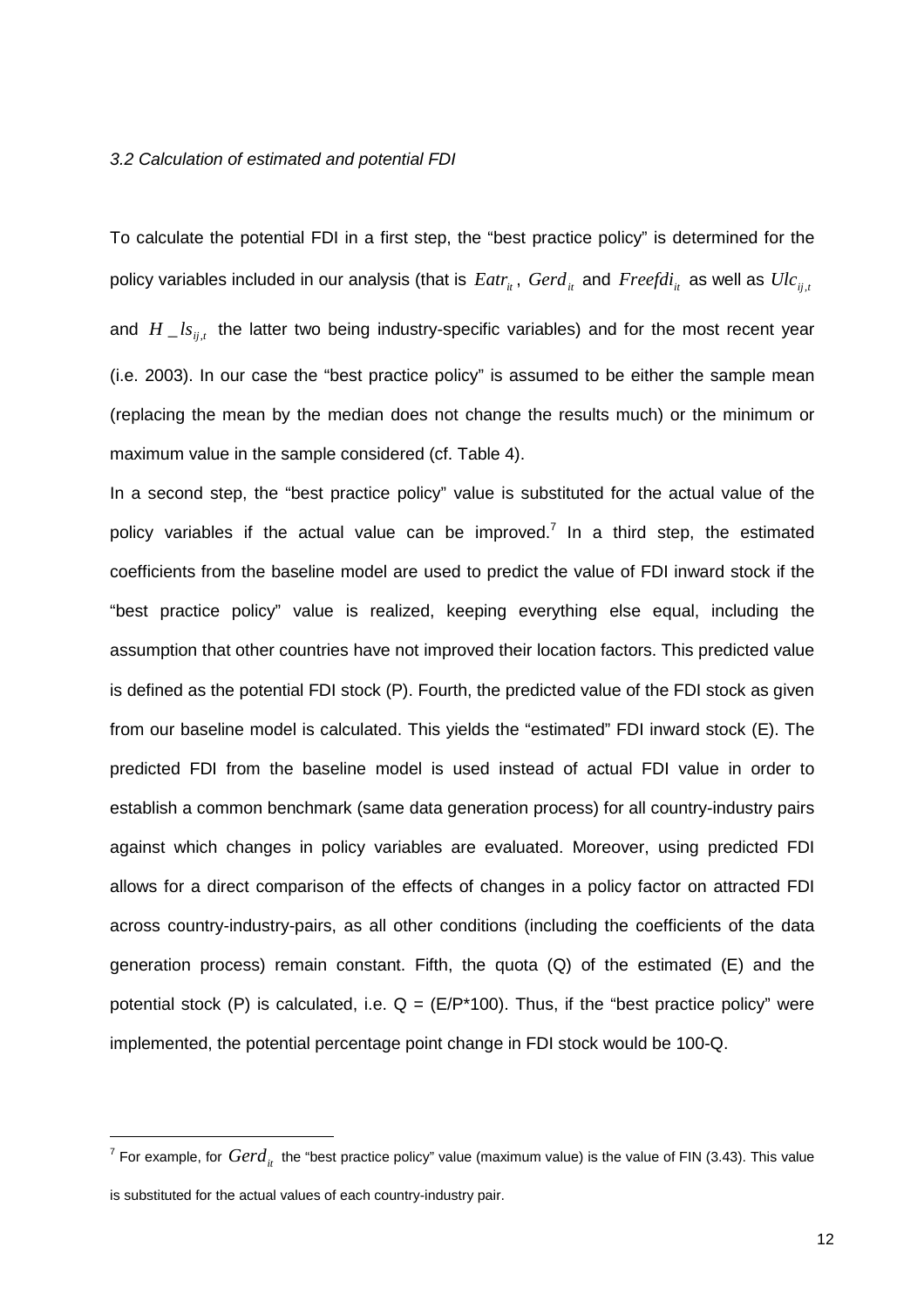*3.2 Calculation of estimated and potential FDI*

To calculate the potential FDI in a first step, the "best practice policy" is determined for the policy variables included in our analysis (that is $Eatr_{it}$, $Gerd_{it}$ and $Freefdi_{it}$ as well as $Ulc_{ij,t}$ and $H\_ls_{ij,t}$ the latter two being industry-specific variables) and for the most recent year (i.e. 2003). In our case the "best practice policy" is assumed to be either the sample mean (replacing the mean by the median does not change the results much) or the minimum or maximum value in the sample considered (cf. Table 4).

In a second step, the "best practice policy" value is substituted for the actual value of the policy variables if the actual value can be improved.[7] In a third step, the estimated coefficients from the baseline model are used to predict the value of FDI inward stock if the "best practice policy" value is realized, keeping everything else equal, including the assumption that other countries have not improved their location factors. This predicted value is defined as the potential FDI stock (P). Fourth, the predicted value of the FDI stock as given from our baseline model is calculated. This yields the "estimated" FDI inward stock (E). The predicted FDI from the baseline model is used instead of actual FDI value in order to establish a common benchmark (same data generation process) for all country-industry pairs against which changes in policy variables are evaluated. Moreover, using predicted FDI allows for a direct comparison of the effects of changes in a policy factor on attracted FDI across country-industry-pairs, as all other conditions (including the coefficients of the data generation process) remain constant. Fifth, the quota (Q) of the estimated (E) and the potential stock (P) is calculated, i.e. Q = (E/P*100). Thus, if the "best practice policy" were implemented, the potential percentage point change in FDI stock would be 100-Q.

[7] For example, for $Gerd_{it}$ the "best practice policy" value (maximum value) is the value of FIN (3.43). This value is substituted for the actual values of each country-industry pair.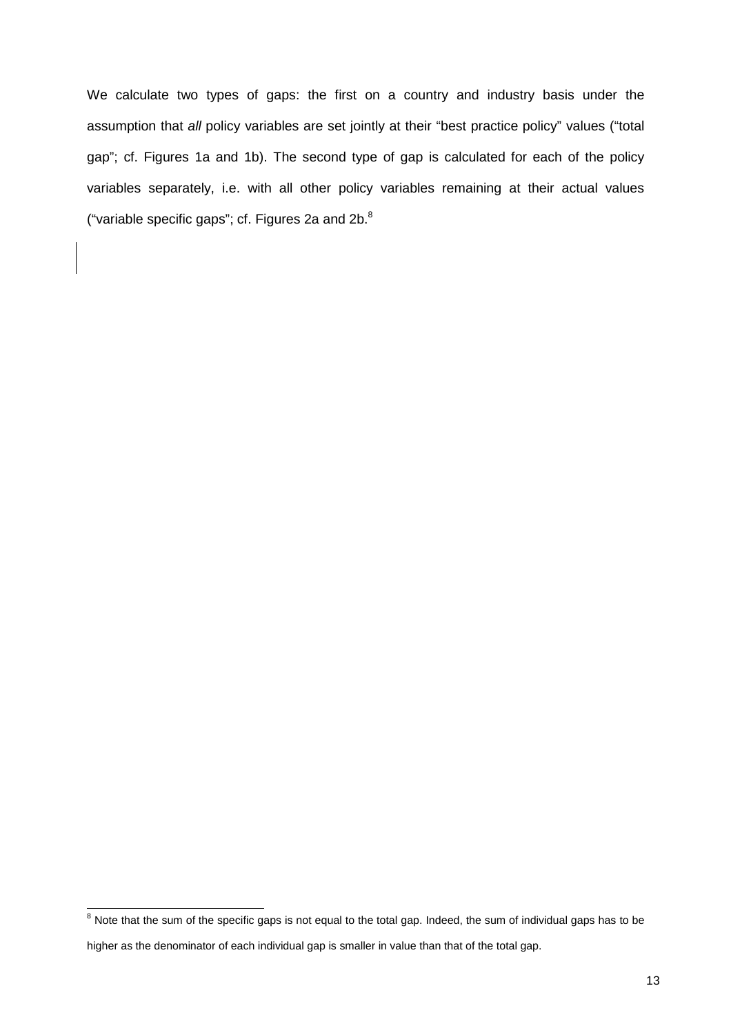We calculate two types of gaps: the first on a country and industry basis under the assumption that *all* policy variables are set jointly at their "best practice policy" values ("total gap"; cf. Figures 1a and 1b). The second type of gap is calculated for each of the policy variables separately, i.e. with all other policy variables remaining at their actual values ("variable specific gaps"; cf. Figures 2a and 2b.[8]

[8] Note that the sum of the specific gaps is not equal to the total gap. Indeed, the sum of individual gaps has to be higher as the denominator of each individual gap is smaller in value than that of the total gap.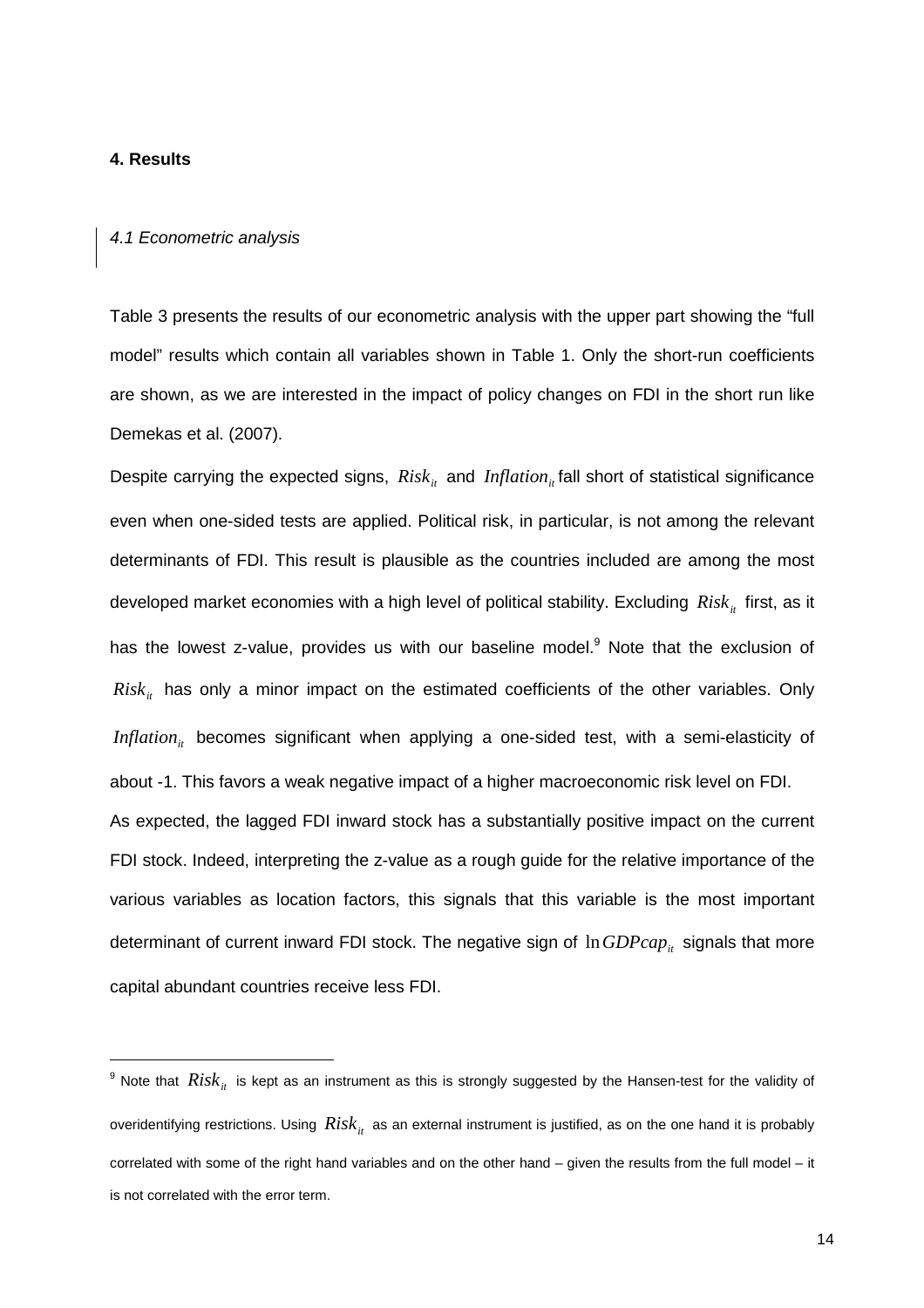## 4. Results

### *4.1 Econometric analysis*

Table 3 presents the results of our econometric analysis with the upper part showing the "full model" results which contain all variables shown in Table 1. Only the short-run coefficients are shown, as we are interested in the impact of policy changes on FDI in the short run like Demekas et al. (2007).

Despite carrying the expected signs, $Risk_{it}$ and $Inflation_{it}$ fall short of statistical significance even when one-sided tests are applied. Political risk, in particular, is not among the relevant determinants of FDI. This result is plausible as the countries included are among the most developed market economies with a high level of political stability. Excluding $Risk_{it}$ first, as it has the lowest z-value, provides us with our baseline model.[9] Note that the exclusion of $Risk_{it}$ has only a minor impact on the estimated coefficients of the other variables. Only $Inflation_{it}$ becomes significant when applying a one-sided test, with a semi-elasticity of about -1. This favors a weak negative impact of a higher macroeconomic risk level on FDI.

As expected, the lagged FDI inward stock has a substantially positive impact on the current FDI stock. Indeed, interpreting the z-value as a rough guide for the relative importance of the various variables as location factors, this signals that this variable is the most important determinant of current inward FDI stock. The negative sign of $\ln GDPcap_{it}$ signals that more capital abundant countries receive less FDI.

---

[9] Note that $Risk_{it}$ is kept as an instrument as this is strongly suggested by the Hansen-test for the validity of overidentifying restrictions. Using $Risk_{it}$ as an external instrument is justified, as on the one hand it is probably correlated with some of the right hand variables and on the other hand – given the results from the full model – it is not correlated with the error term.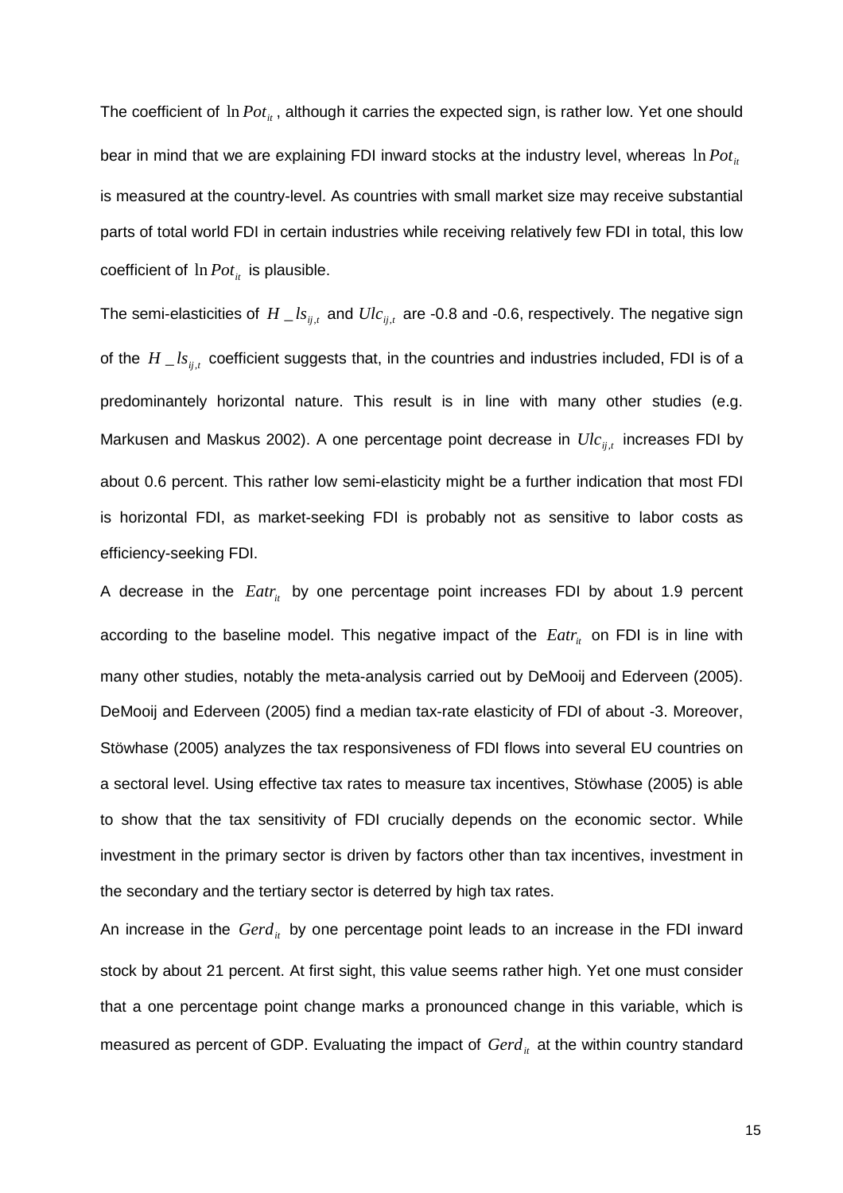The coefficient of $\ln Pot_{it}$, although it carries the expected sign, is rather low. Yet one should bear in mind that we are explaining FDI inward stocks at the industry level, whereas $\ln Pot_{it}$ is measured at the country-level. As countries with small market size may receive substantial parts of total world FDI in certain industries while receiving relatively few FDI in total, this low coefficient of $\ln Pot_{it}$ is plausible.

The semi-elasticities of $H\_ls_{ij,t}$ and $Ulc_{ij,t}$ are -0.8 and -0.6, respectively. The negative sign of the $H\_ls_{ij,t}$ coefficient suggests that, in the countries and industries included, FDI is of a predominantely horizontal nature. This result is in line with many other studies (e.g. Markusen and Maskus 2002). A one percentage point decrease in $Ulc_{ij,t}$ increases FDI by about 0.6 percent. This rather low semi-elasticity might be a further indication that most FDI is horizontal FDI, as market-seeking FDI is probably not as sensitive to labor costs as efficiency-seeking FDI.

A decrease in the $Eatr_{it}$ by one percentage point increases FDI by about 1.9 percent according to the baseline model. This negative impact of the $Eatr_{it}$ on FDI is in line with many other studies, notably the meta-analysis carried out by DeMooij and Ederveen (2005). DeMooij and Ederveen (2005) find a median tax-rate elasticity of FDI of about -3. Moreover, Stöwhase (2005) analyzes the tax responsiveness of FDI flows into several EU countries on a sectoral level. Using effective tax rates to measure tax incentives, Stöwhase (2005) is able to show that the tax sensitivity of FDI crucially depends on the economic sector. While investment in the primary sector is driven by factors other than tax incentives, investment in the secondary and the tertiary sector is deterred by high tax rates.

An increase in the $Gerd_{it}$ by one percentage point leads to an increase in the FDI inward stock by about 21 percent. At first sight, this value seems rather high. Yet one must consider that a one percentage point change marks a pronounced change in this variable, which is measured as percent of GDP. Evaluating the impact of $Gerd_{it}$ at the within country standard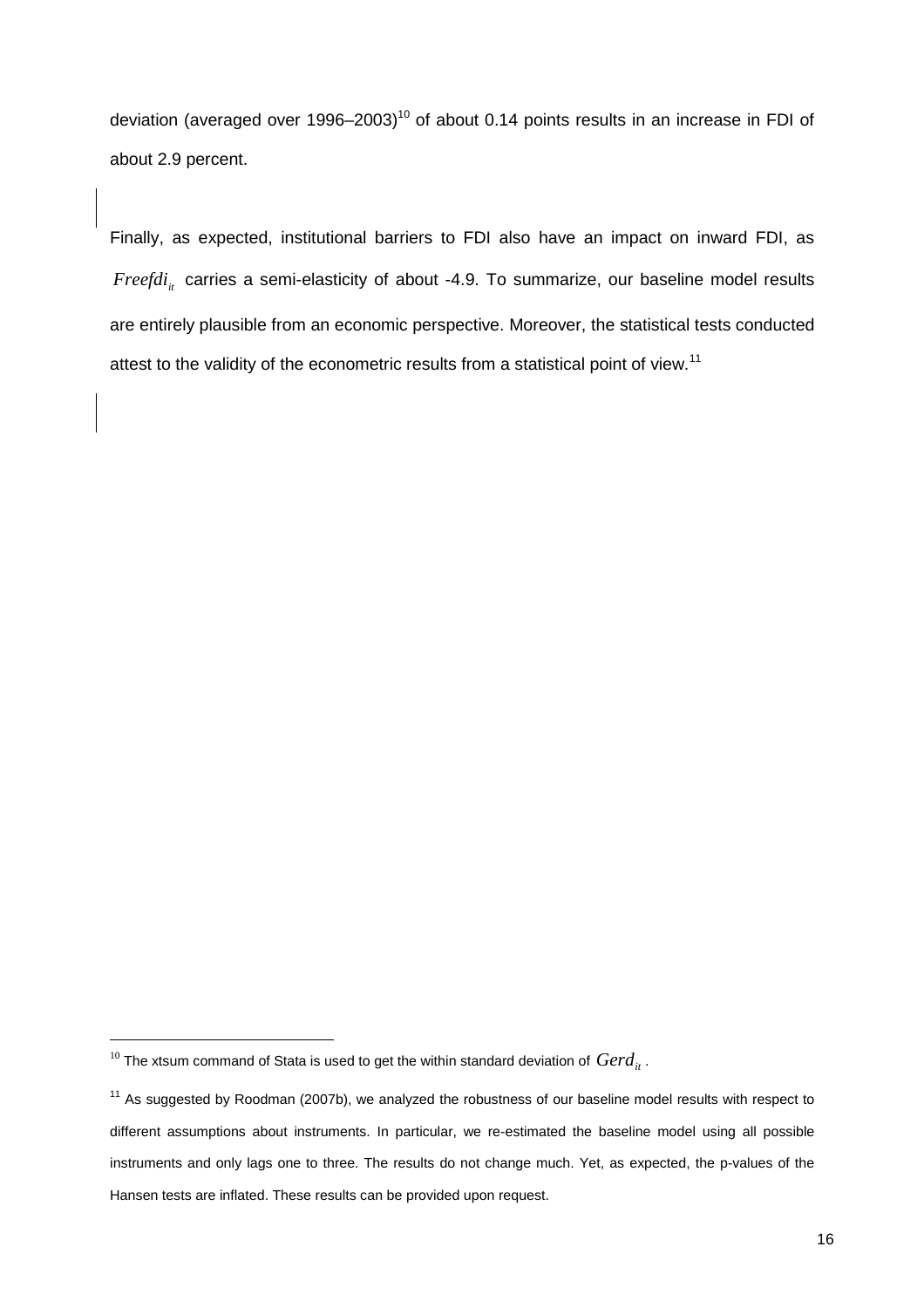deviation (averaged over 1996–2003)[10] of about 0.14 points results in an increase in FDI of about 2.9 percent.

Finally, as expected, institutional barriers to FDI also have an impact on inward FDI, as $Freefdi_{it}$ carries a semi-elasticity of about -4.9. To summarize, our baseline model results are entirely plausible from an economic perspective. Moreover, the statistical tests conducted attest to the validity of the econometric results from a statistical point of view.[11]

---

[10] The xtsum command of Stata is used to get the within standard deviation of $Gerd_{it}$.

[11] As suggested by Roodman (2007b), we analyzed the robustness of our baseline model results with respect to different assumptions about instruments. In particular, we re-estimated the baseline model using all possible instruments and only lags one to three. The results do not change much. Yet, as expected, the p-values of the Hansen tests are inflated. These results can be provided upon request.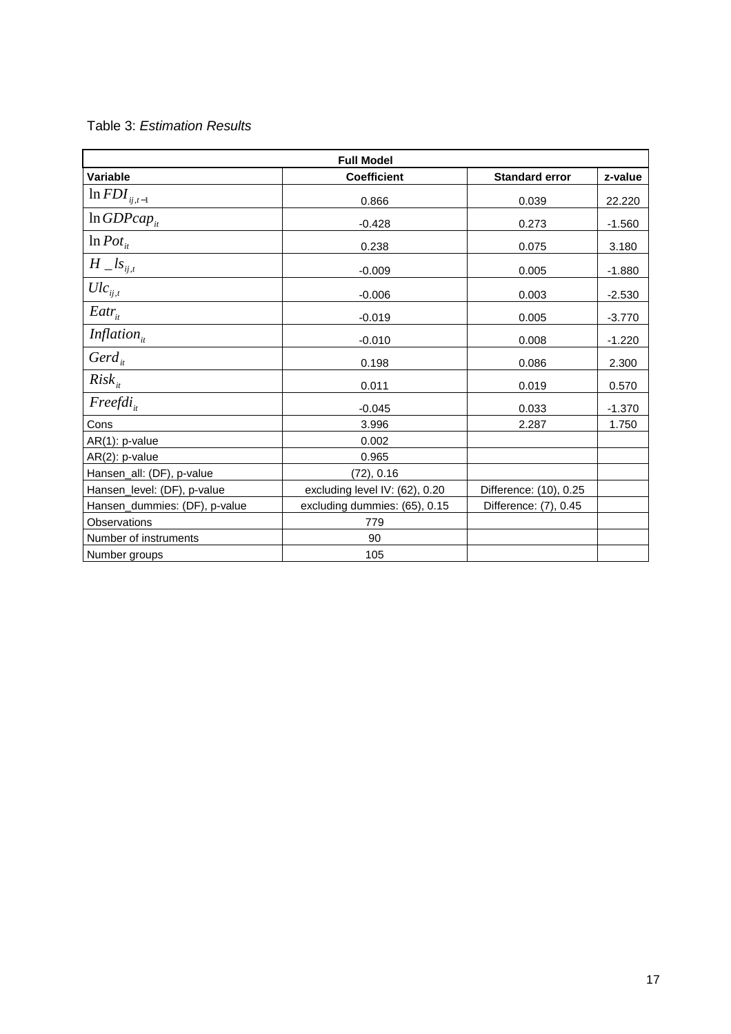Table 3: *Estimation Results*

| Full Model | | | |
|---|---|---|---|
| **Variable** | **Coefficient** | **Standard error** | **z-value** |
| $\ln FDI_{ij,t-1}$ | 0.866 | 0.039 | 22.220 |
| $\ln GDPcap_{it}$ | -0.428 | 0.273 | -1.560 |
| $\ln Pot_{it}$ | 0.238 | 0.075 | 3.180 |
| $H\_ls_{ij,t}$ | -0.009 | 0.005 | -1.880 |
| $Ulc_{ij,t}$ | -0.006 | 0.003 | -2.530 |
| $Eatr_{it}$ | -0.019 | 0.005 | -3.770 |
| $Inflation_{it}$ | -0.010 | 0.008 | -1.220 |
| $Gerd_{it}$ | 0.198 | 0.086 | 2.300 |
| $Risk_{it}$ | 0.011 | 0.019 | 0.570 |
| $Freefdi_{it}$ | -0.045 | 0.033 | -1.370 |
| Cons | 3.996 | 2.287 | 1.750 |
| AR(1): p-value | 0.002 | | |
| AR(2): p-value | 0.965 | | |
| Hansen_all: (DF), p-value | (72), 0.16 | | |
| Hansen_level: (DF), p-value | excluding level IV: (62), 0.20 | Difference: (10), 0.25 | |
| Hansen_dummies: (DF), p-value | excluding dummies: (65), 0.15 | Difference: (7), 0.45 | |
| Observations | 779 | | |
| Number of instruments | 90 | | |
| Number groups | 105 | | |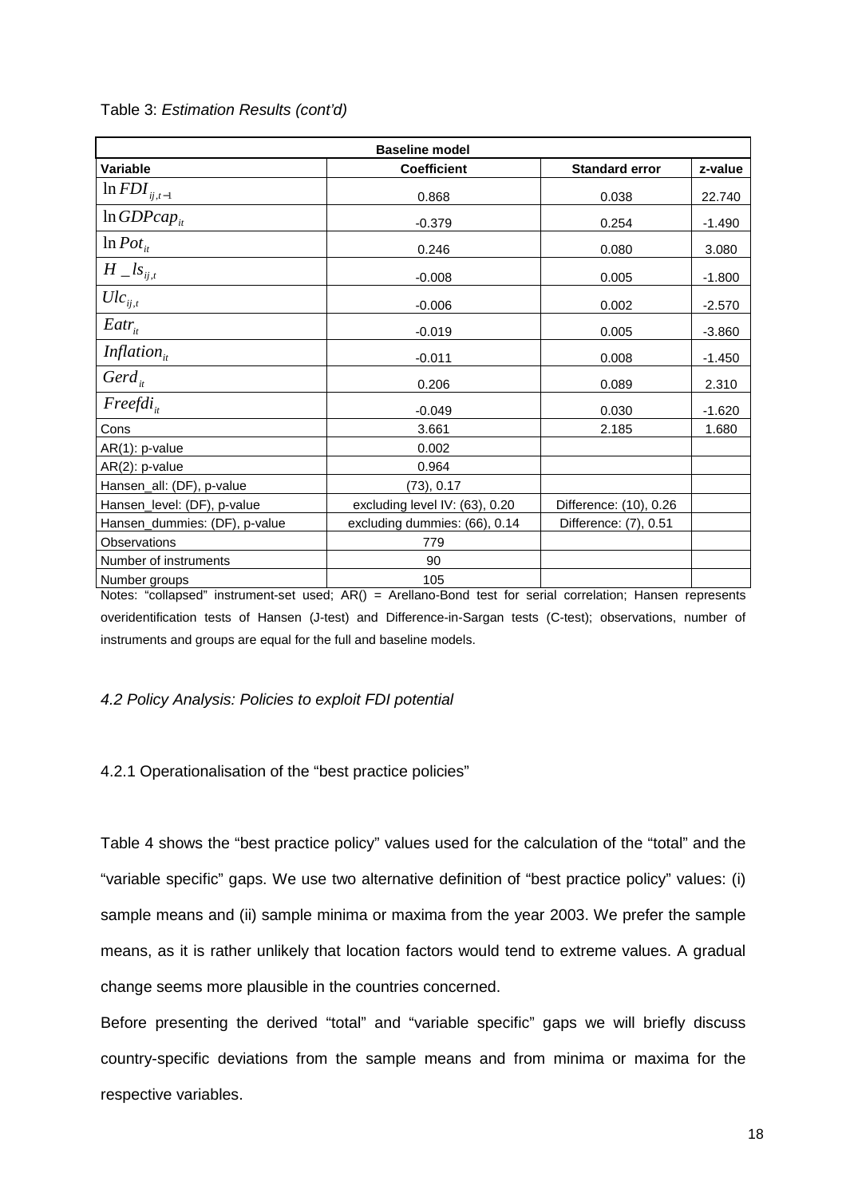Table 3: *Estimation Results (cont'd)*

| Baseline model | | | |
|---|---|---|---|
| **Variable** | **Coefficient** | **Standard error** | **z-value** |
| $\ln FDI_{ij,t-1}$ | 0.868 | 0.038 | 22.740 |
| $\ln GDPcap_{it}$ | -0.379 | 0.254 | -1.490 |
| $\ln Pot_{it}$ | 0.246 | 0.080 | 3.080 |
| $H\_ls_{ij,t}$ | -0.008 | 0.005 | -1.800 |
| $Ulc_{ij,t}$ | -0.006 | 0.002 | -2.570 |
| $Eatr_{it}$ | -0.019 | 0.005 | -3.860 |
| $Inflation_{it}$ | -0.011 | 0.008 | -1.450 |
| $Gerd_{it}$ | 0.206 | 0.089 | 2.310 |
| $Freefdi_{it}$ | -0.049 | 0.030 | -1.620 |
| Cons | 3.661 | 2.185 | 1.680 |
| AR(1): p-value | 0.002 | | |
| AR(2): p-value | 0.964 | | |
| Hansen_all: (DF), p-value | (73), 0.17 | | |
| Hansen_level: (DF), p-value | excluding level IV: (63), 0.20 | Difference: (10), 0.26 | |
| Hansen_dummies: (DF), p-value | excluding dummies: (66), 0.14 | Difference: (7), 0.51 | |
| Observations | 779 | | |
| Number of instruments | 90 | | |
| Number groups | 105 | | |

Notes: "collapsed" instrument-set used; AR() = Arellano-Bond test for serial correlation; Hansen represents overidentification tests of Hansen (J-test) and Difference-in-Sargan tests (C-test); observations, number of instruments and groups are equal for the full and baseline models.

### *4.2 Policy Analysis: Policies to exploit FDI potential*

#### 4.2.1 Operationalisation of the "best practice policies"

Table 4 shows the "best practice policy" values used for the calculation of the "total" and the "variable specific" gaps. We use two alternative definition of "best practice policy" values: (i) sample means and (ii) sample minima or maxima from the year 2003. We prefer the sample means, as it is rather unlikely that location factors would tend to extreme values. A gradual change seems more plausible in the countries concerned.

Before presenting the derived "total" and "variable specific" gaps we will briefly discuss country-specific deviations from the sample means and from minima or maxima for the respective variables.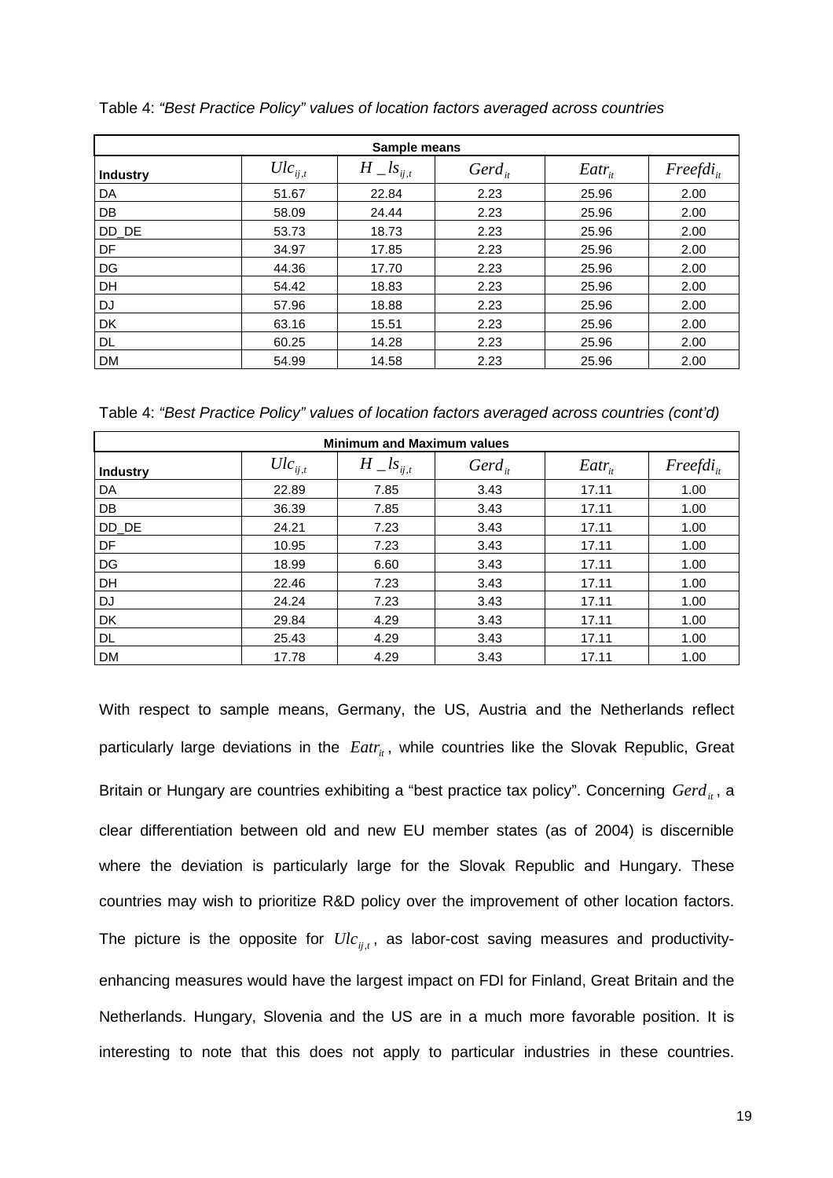Table 4: *"Best Practice Policy" values of location factors averaged across countries*

| Sample means | | | | | |
|---|---|---|---|---|---|
| **Industry** | $Ulc_{ij,t}$ | $H\_ls_{ij,t}$ | $Gerd_{it}$ | $Eatr_{it}$ | $Freefdi_{it}$ |
| DA | 51.67 | 22.84 | 2.23 | 25.96 | 2.00 |
| DB | 58.09 | 24.44 | 2.23 | 25.96 | 2.00 |
| DD_DE | 53.73 | 18.73 | 2.23 | 25.96 | 2.00 |
| DF | 34.97 | 17.85 | 2.23 | 25.96 | 2.00 |
| DG | 44.36 | 17.70 | 2.23 | 25.96 | 2.00 |
| DH | 54.42 | 18.83 | 2.23 | 25.96 | 2.00 |
| DJ | 57.96 | 18.88 | 2.23 | 25.96 | 2.00 |
| DK | 63.16 | 15.51 | 2.23 | 25.96 | 2.00 |
| DL | 60.25 | 14.28 | 2.23 | 25.96 | 2.00 |
| DM | 54.99 | 14.58 | 2.23 | 25.96 | 2.00 |

Table 4: *"Best Practice Policy" values of location factors averaged across countries (cont'd)*

| Minimum and Maximum values | | | | | |
|---|---|---|---|---|---|
| **Industry** | $Ulc_{ij,t}$ | $H\_ls_{ij,t}$ | $Gerd_{it}$ | $Eatr_{it}$ | $Freefdi_{it}$ |
| DA | 22.89 | 7.85 | 3.43 | 17.11 | 1.00 |
| DB | 36.39 | 7.85 | 3.43 | 17.11 | 1.00 |
| DD_DE | 24.21 | 7.23 | 3.43 | 17.11 | 1.00 |
| DF | 10.95 | 7.23 | 3.43 | 17.11 | 1.00 |
| DG | 18.99 | 6.60 | 3.43 | 17.11 | 1.00 |
| DH | 22.46 | 7.23 | 3.43 | 17.11 | 1.00 |
| DJ | 24.24 | 7.23 | 3.43 | 17.11 | 1.00 |
| DK | 29.84 | 4.29 | 3.43 | 17.11 | 1.00 |
| DL | 25.43 | 4.29 | 3.43 | 17.11 | 1.00 |
| DM | 17.78 | 4.29 | 3.43 | 17.11 | 1.00 |

With respect to sample means, Germany, the US, Austria and the Netherlands reflect particularly large deviations in the $Eatr_{it}$, while countries like the Slovak Republic, Great Britain or Hungary are countries exhibiting a "best practice tax policy". Concerning $Gerd_{it}$, a clear differentiation between old and new EU member states (as of 2004) is discernible where the deviation is particularly large for the Slovak Republic and Hungary. These countries may wish to prioritize R&D policy over the improvement of other location factors. The picture is the opposite for $Ulc_{ij,t}$, as labor-cost saving measures and productivity-enhancing measures would have the largest impact on FDI for Finland, Great Britain and the Netherlands. Hungary, Slovenia and the US are in a much more favorable position. It is interesting to note that this does not apply to particular industries in these countries.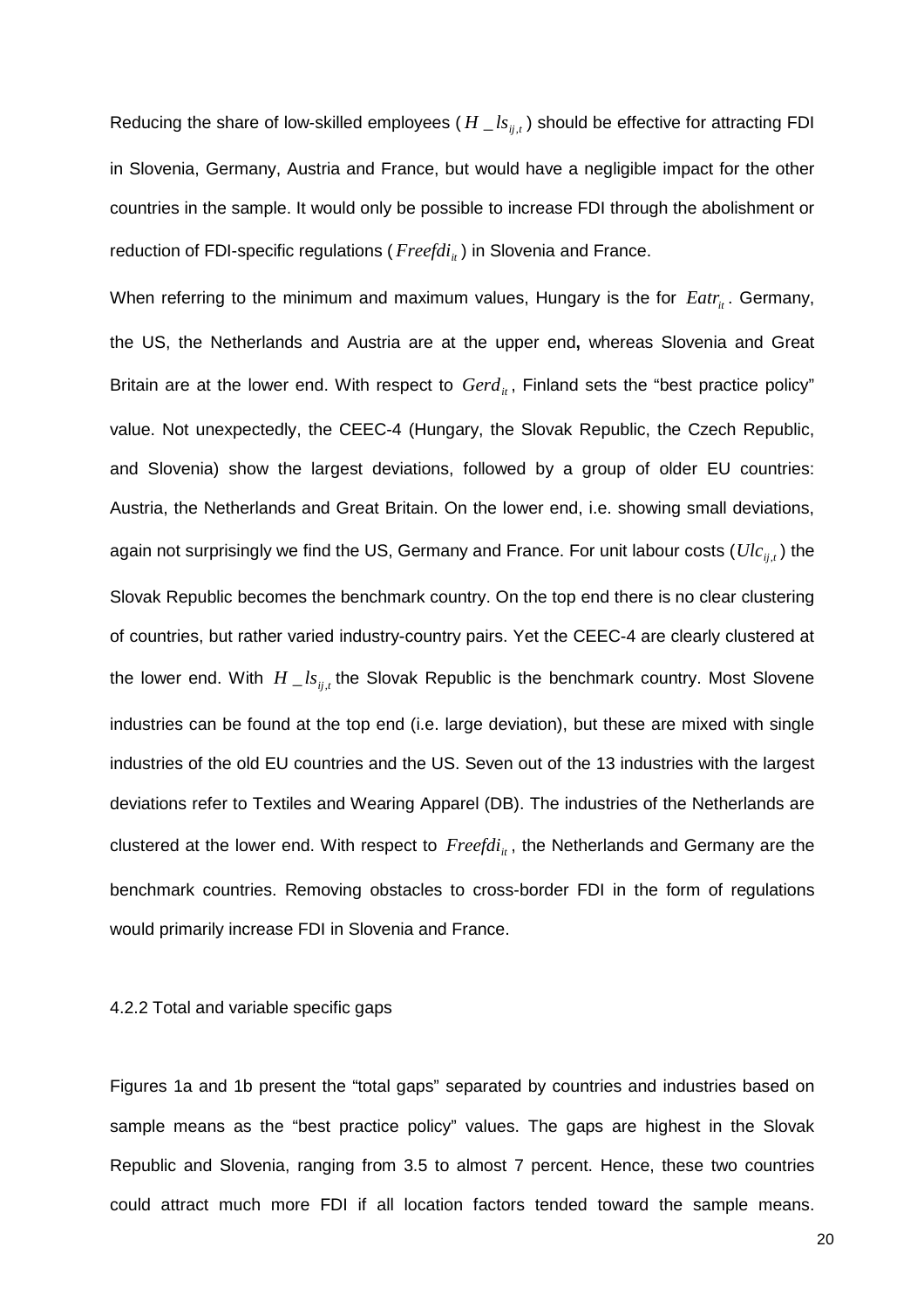Reducing the share of low-skilled employees ( $H\_ls_{ij,t}$ ) should be effective for attracting FDI in Slovenia, Germany, Austria and France, but would have a negligible impact for the other countries in the sample. It would only be possible to increase FDI through the abolishment or reduction of FDI-specific regulations ( $Freefdi_{it}$ ) in Slovenia and France.

When referring to the minimum and maximum values, Hungary is the for $Eatr_{it}$. Germany, the US, the Netherlands and Austria are at the upper end**,** whereas Slovenia and Great Britain are at the lower end. With respect to $Gerd_{it}$, Finland sets the "best practice policy" value. Not unexpectedly, the CEEC-4 (Hungary, the Slovak Republic, the Czech Republic, and Slovenia) show the largest deviations, followed by a group of older EU countries: Austria, the Netherlands and Great Britain. On the lower end, i.e. showing small deviations, again not surprisingly we find the US, Germany and France. For unit labour costs ( $Ulc_{ij,t}$ ) the Slovak Republic becomes the benchmark country. On the top end there is no clear clustering of countries, but rather varied industry-country pairs. Yet the CEEC-4 are clearly clustered at the lower end. With $H\_ls_{ij,t}$ the Slovak Republic is the benchmark country. Most Slovene industries can be found at the top end (i.e. large deviation), but these are mixed with single industries of the old EU countries and the US. Seven out of the 13 industries with the largest deviations refer to Textiles and Wearing Apparel (DB). The industries of the Netherlands are clustered at the lower end. With respect to $Freefdi_{it}$, the Netherlands and Germany are the benchmark countries. Removing obstacles to cross-border FDI in the form of regulations would primarily increase FDI in Slovenia and France.

### 4.2.2 Total and variable specific gaps

Figures 1a and 1b present the "total gaps" separated by countries and industries based on sample means as the "best practice policy" values. The gaps are highest in the Slovak Republic and Slovenia, ranging from 3.5 to almost 7 percent. Hence, these two countries could attract much more FDI if all location factors tended toward the sample means.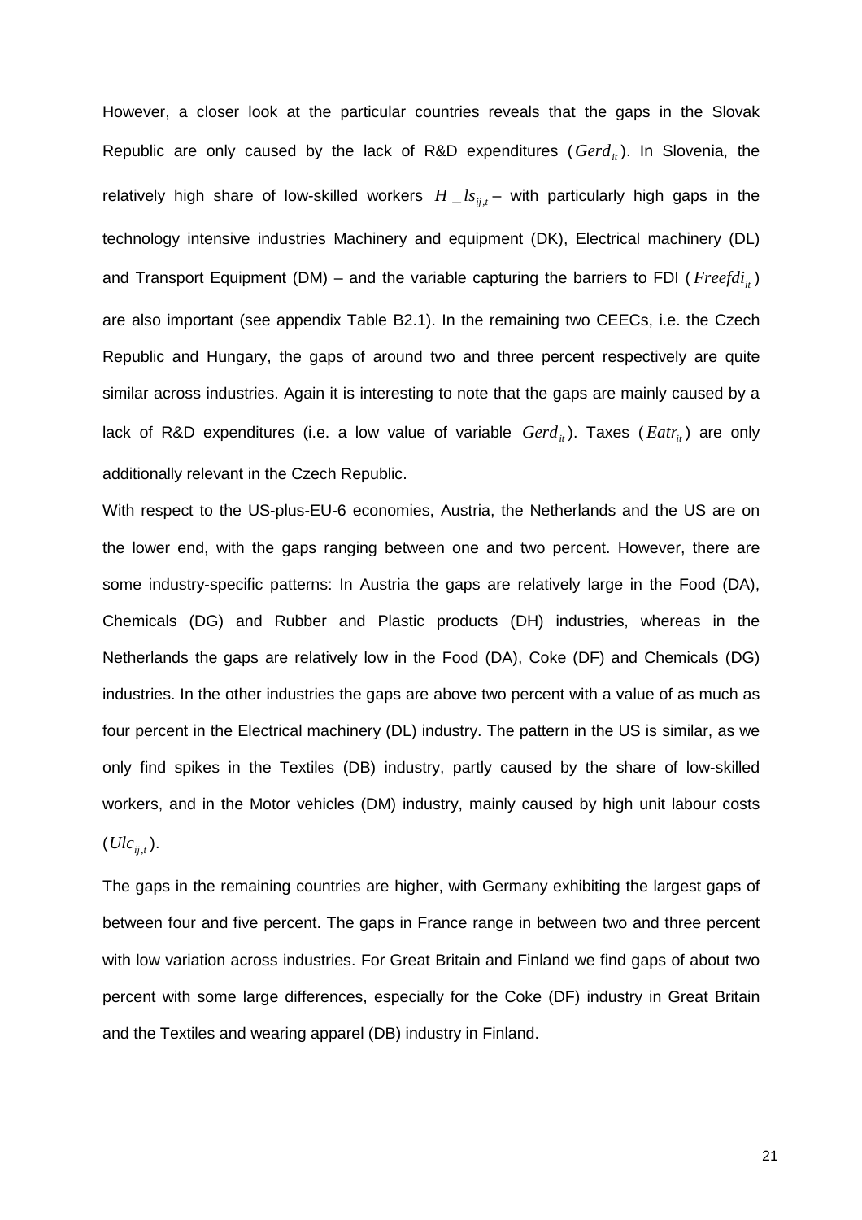However, a closer look at the particular countries reveals that the gaps in the Slovak Republic are only caused by the lack of R&D expenditures ($Gerd_{it}$). In Slovenia, the relatively high share of low-skilled workers $H\_ls_{ij,t}$ – with particularly high gaps in the technology intensive industries Machinery and equipment (DK), Electrical machinery (DL) and Transport Equipment (DM) – and the variable capturing the barriers to FDI ($Freefdi_{it}$) are also important (see appendix Table B2.1). In the remaining two CEECs, i.e. the Czech Republic and Hungary, the gaps of around two and three percent respectively are quite similar across industries. Again it is interesting to note that the gaps are mainly caused by a lack of R&D expenditures (i.e. a low value of variable $Gerd_{it}$). Taxes ($Eatr_{it}$) are only additionally relevant in the Czech Republic.

With respect to the US-plus-EU-6 economies, Austria, the Netherlands and the US are on the lower end, with the gaps ranging between one and two percent. However, there are some industry-specific patterns: In Austria the gaps are relatively large in the Food (DA), Chemicals (DG) and Rubber and Plastic products (DH) industries, whereas in the Netherlands the gaps are relatively low in the Food (DA), Coke (DF) and Chemicals (DG) industries. In the other industries the gaps are above two percent with a value of as much as four percent in the Electrical machinery (DL) industry. The pattern in the US is similar, as we only find spikes in the Textiles (DB) industry, partly caused by the share of low-skilled workers, and in the Motor vehicles (DM) industry, mainly caused by high unit labour costs ($Ulc_{ij,t}$).

The gaps in the remaining countries are higher, with Germany exhibiting the largest gaps of between four and five percent. The gaps in France range in between two and three percent with low variation across industries. For Great Britain and Finland we find gaps of about two percent with some large differences, especially for the Coke (DF) industry in Great Britain and the Textiles and wearing apparel (DB) industry in Finland.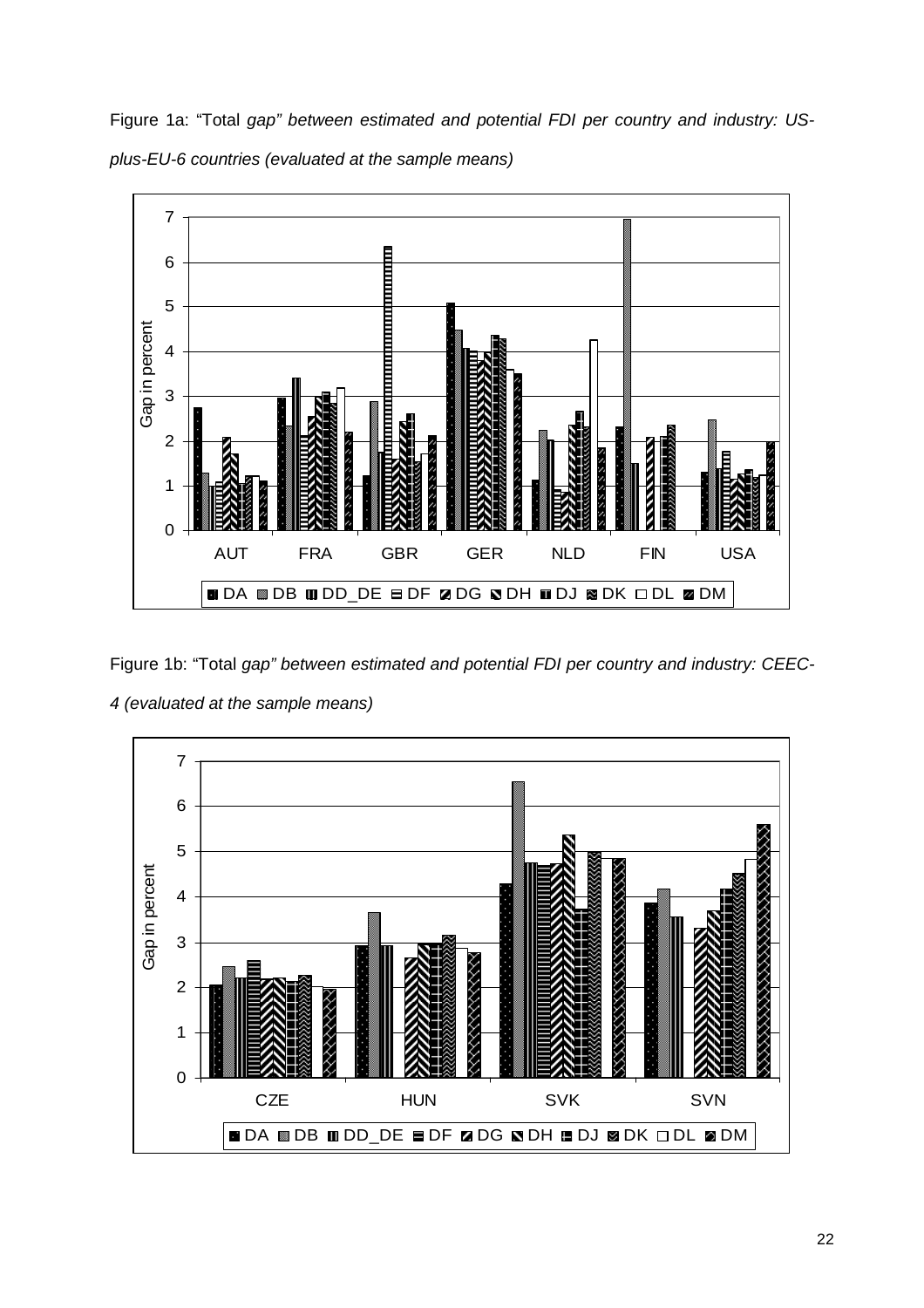Figure 1a: "Total *gap" between estimated and potential FDI per country and industry: US-plus-EU-6 countries (evaluated at the sample means)*

Figure 1b: "Total *gap" between estimated and potential FDI per country and industry: CEEC-4 (evaluated at the sample means)*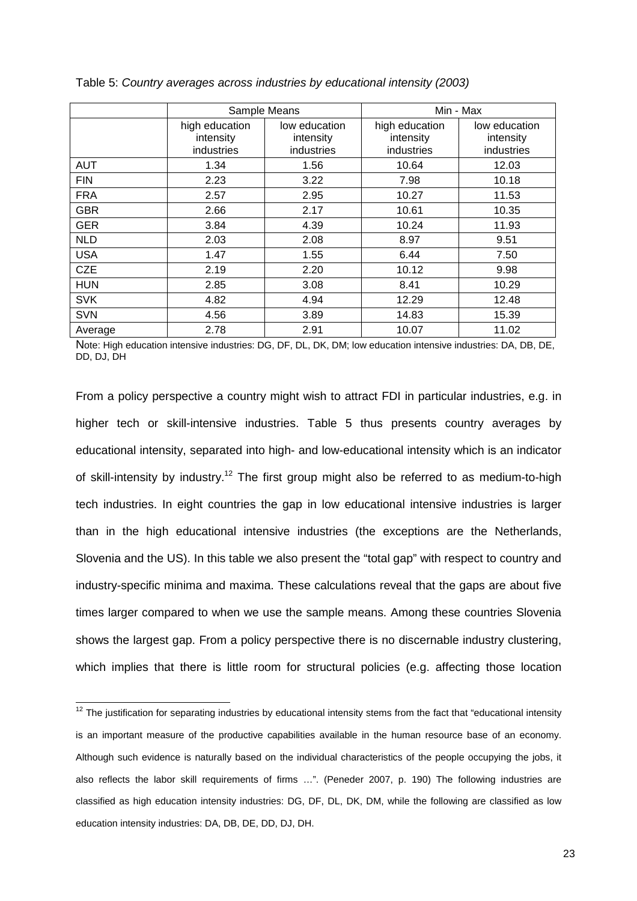Table 5: *Country averages across industries by educational intensity (2003)*

| | Sample Means | | Min - Max | |
|---|---|---|---|---|
| | high education intensity industries | low education intensity industries | high education intensity industries | low education intensity industries |
| AUT | 1.34 | 1.56 | 10.64 | 12.03 |
| FIN | 2.23 | 3.22 | 7.98 | 10.18 |
| FRA | 2.57 | 2.95 | 10.27 | 11.53 |
| GBR | 2.66 | 2.17 | 10.61 | 10.35 |
| GER | 3.84 | 4.39 | 10.24 | 11.93 |
| NLD | 2.03 | 2.08 | 8.97 | 9.51 |
| USA | 1.47 | 1.55 | 6.44 | 7.50 |
| CZE | 2.19 | 2.20 | 10.12 | 9.98 |
| HUN | 2.85 | 3.08 | 8.41 | 10.29 |
| SVK | 4.82 | 4.94 | 12.29 | 12.48 |
| SVN | 4.56 | 3.89 | 14.83 | 15.39 |
| Average | 2.78 | 2.91 | 10.07 | 11.02 |

Note: High education intensive industries: DG, DF, DL, DK, DM; low education intensive industries: DA, DB, DE, DD, DJ, DH

From a policy perspective a country might wish to attract FDI in particular industries, e.g. in higher tech or skill-intensive industries. Table 5 thus presents country averages by educational intensity, separated into high- and low-educational intensity which is an indicator of skill-intensity by industry.[12] The first group might also be referred to as medium-to-high tech industries. In eight countries the gap in low educational intensive industries is larger than in the high educational intensive industries (the exceptions are the Netherlands, Slovenia and the US). In this table we also present the "total gap" with respect to country and industry-specific minima and maxima. These calculations reveal that the gaps are about five times larger compared to when we use the sample means. Among these countries Slovenia shows the largest gap. From a policy perspective there is no discernable industry clustering, which implies that there is little room for structural policies (e.g. affecting those location

[12] The justification for separating industries by educational intensity stems from the fact that "educational intensity is an important measure of the productive capabilities available in the human resource base of an economy. Although such evidence is naturally based on the individual characteristics of the people occupying the jobs, it also reflects the labor skill requirements of firms …". (Peneder 2007, p. 190) The following industries are classified as high education intensity industries: DG, DF, DL, DK, DM, while the following are classified as low education intensity industries: DA, DB, DE, DD, DJ, DH.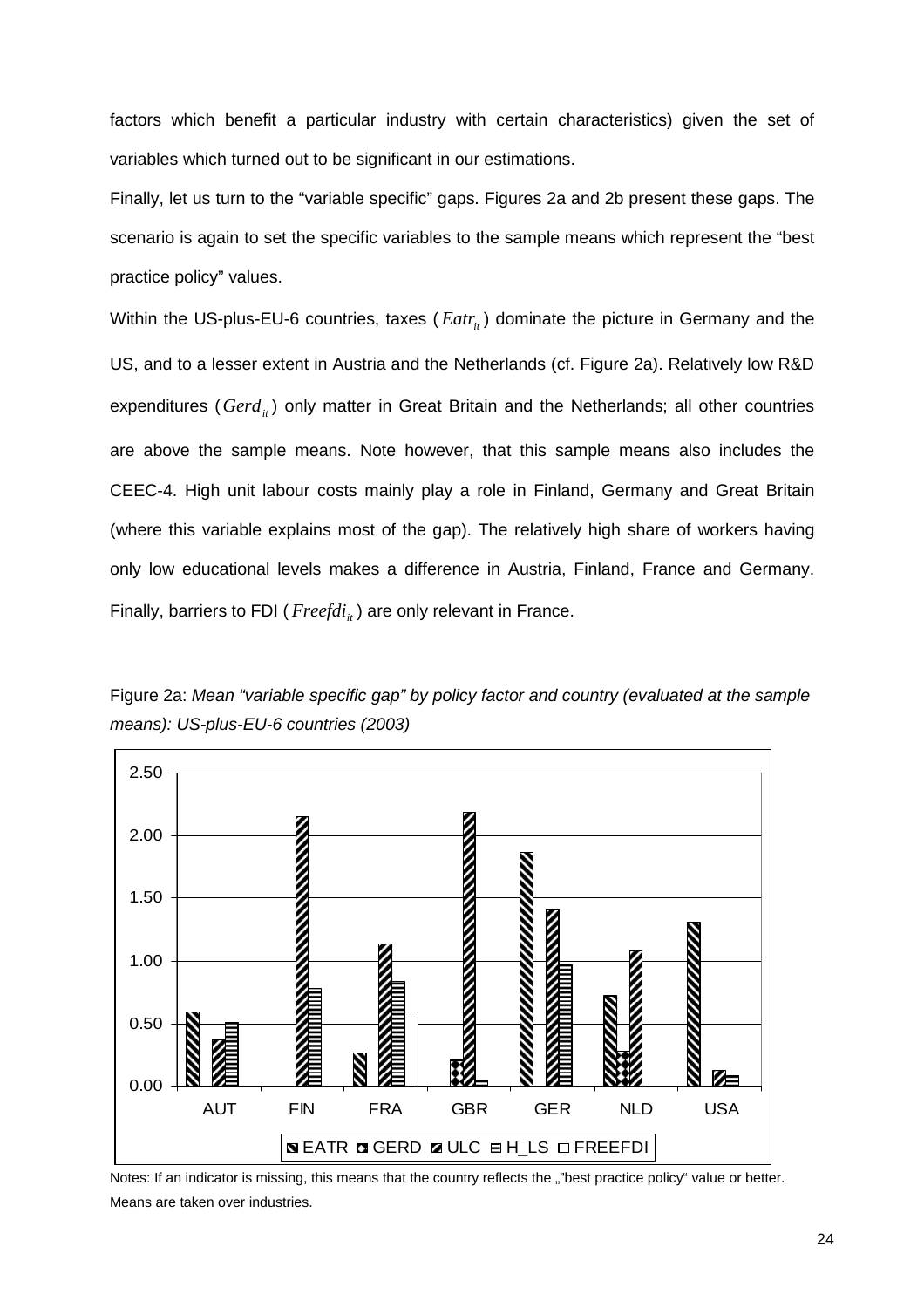factors which benefit a particular industry with certain characteristics) given the set of variables which turned out to be significant in our estimations.

Finally, let us turn to the "variable specific" gaps. Figures 2a and 2b present these gaps. The scenario is again to set the specific variables to the sample means which represent the "best practice policy" values.

Within the US-plus-EU-6 countries, taxes ($Eatr_{it}$) dominate the picture in Germany and the US, and to a lesser extent in Austria and the Netherlands (cf. Figure 2a). Relatively low R&D expenditures ($Gerd_{it}$) only matter in Great Britain and the Netherlands; all other countries are above the sample means. Note however, that this sample means also includes the CEEC-4. High unit labour costs mainly play a role in Finland, Germany and Great Britain (where this variable explains most of the gap). The relatively high share of workers having only low educational levels makes a difference in Austria, Finland, France and Germany. Finally, barriers to FDI ($Freefdi_{it}$) are only relevant in France.

Figure 2a: *Mean "variable specific gap" by policy factor and country (evaluated at the sample means): US-plus-EU-6 countries (2003)*

| Country | EATR | GERD | ULC | H_LS | FREEFDI |
|---|---|---|---|---|---|
| AUT | 0.59 | | 0.37 | 0.51 | |
| FIN | | | 2.15 | 0.78 | |
| FRA | 0.26 | | 1.13 | 0.83 | 0.59 |
| GBR | | 0.20 | 2.19 | 0.03 | |
| GER | 1.86 | | 1.40 | 0.97 | |
| NLD | 0.72 | 0.27 | 1.08 | | |
| USA | 1.30 | | 0.12 | 0.08 | |

Notes: If an indicator is missing, this means that the country reflects the „"best practice policy" value or better. Means are taken over industries.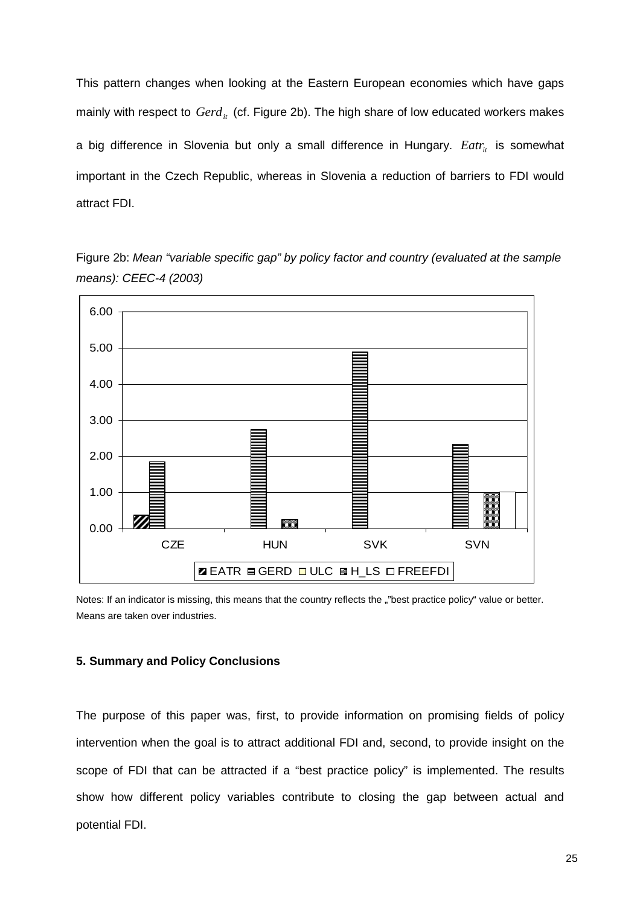This pattern changes when looking at the Eastern European economies which have gaps mainly with respect to $Gerd_{it}$ (cf. Figure 2b). The high share of low educated workers makes a big difference in Slovenia but only a small difference in Hungary. $Eatr_{it}$ is somewhat important in the Czech Republic, whereas in Slovenia a reduction of barriers to FDI would attract FDI.

Figure 2b: *Mean "variable specific gap" by policy factor and country (evaluated at the sample means): CEEC-4 (2003)*

Notes: If an indicator is missing, this means that the country reflects the „"best practice policy" value or better. Means are taken over industries.

### 5. Summary and Policy Conclusions

The purpose of this paper was, first, to provide information on promising fields of policy intervention when the goal is to attract additional FDI and, second, to provide insight on the scope of FDI that can be attracted if a "best practice policy" is implemented. The results show how different policy variables contribute to closing the gap between actual and potential FDI.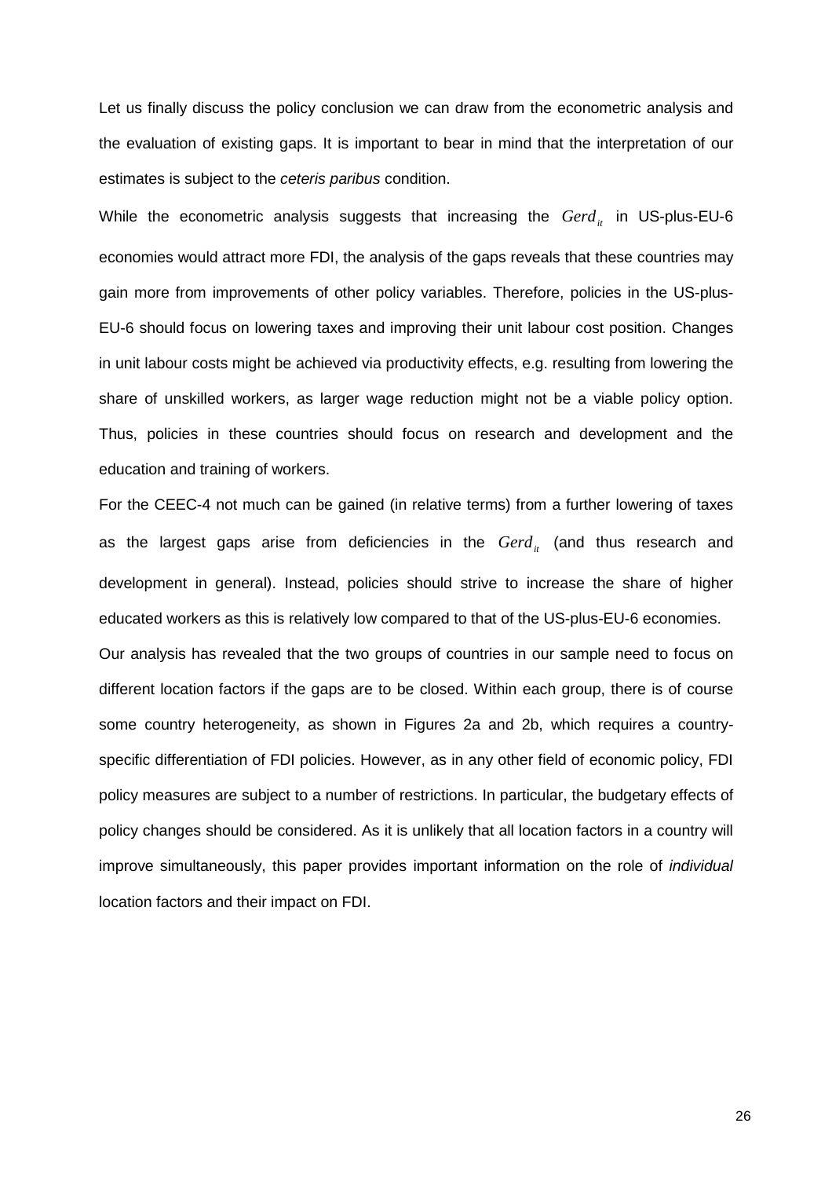Let us finally discuss the policy conclusion we can draw from the econometric analysis and the evaluation of existing gaps. It is important to bear in mind that the interpretation of our estimates is subject to the *ceteris paribus* condition.

While the econometric analysis suggests that increasing the $Gerd_{it}$ in US-plus-EU-6 economies would attract more FDI, the analysis of the gaps reveals that these countries may gain more from improvements of other policy variables. Therefore, policies in the US-plus-EU-6 should focus on lowering taxes and improving their unit labour cost position. Changes in unit labour costs might be achieved via productivity effects, e.g. resulting from lowering the share of unskilled workers, as larger wage reduction might not be a viable policy option. Thus, policies in these countries should focus on research and development and the education and training of workers.

For the CEEC-4 not much can be gained (in relative terms) from a further lowering of taxes as the largest gaps arise from deficiencies in the $Gerd_{it}$ (and thus research and development in general). Instead, policies should strive to increase the share of higher educated workers as this is relatively low compared to that of the US-plus-EU-6 economies.

Our analysis has revealed that the two groups of countries in our sample need to focus on different location factors if the gaps are to be closed. Within each group, there is of course some country heterogeneity, as shown in Figures 2a and 2b, which requires a country-specific differentiation of FDI policies. However, as in any other field of economic policy, FDI policy measures are subject to a number of restrictions. In particular, the budgetary effects of policy changes should be considered. As it is unlikely that all location factors in a country will improve simultaneously, this paper provides important information on the role of *individual* location factors and their impact on FDI.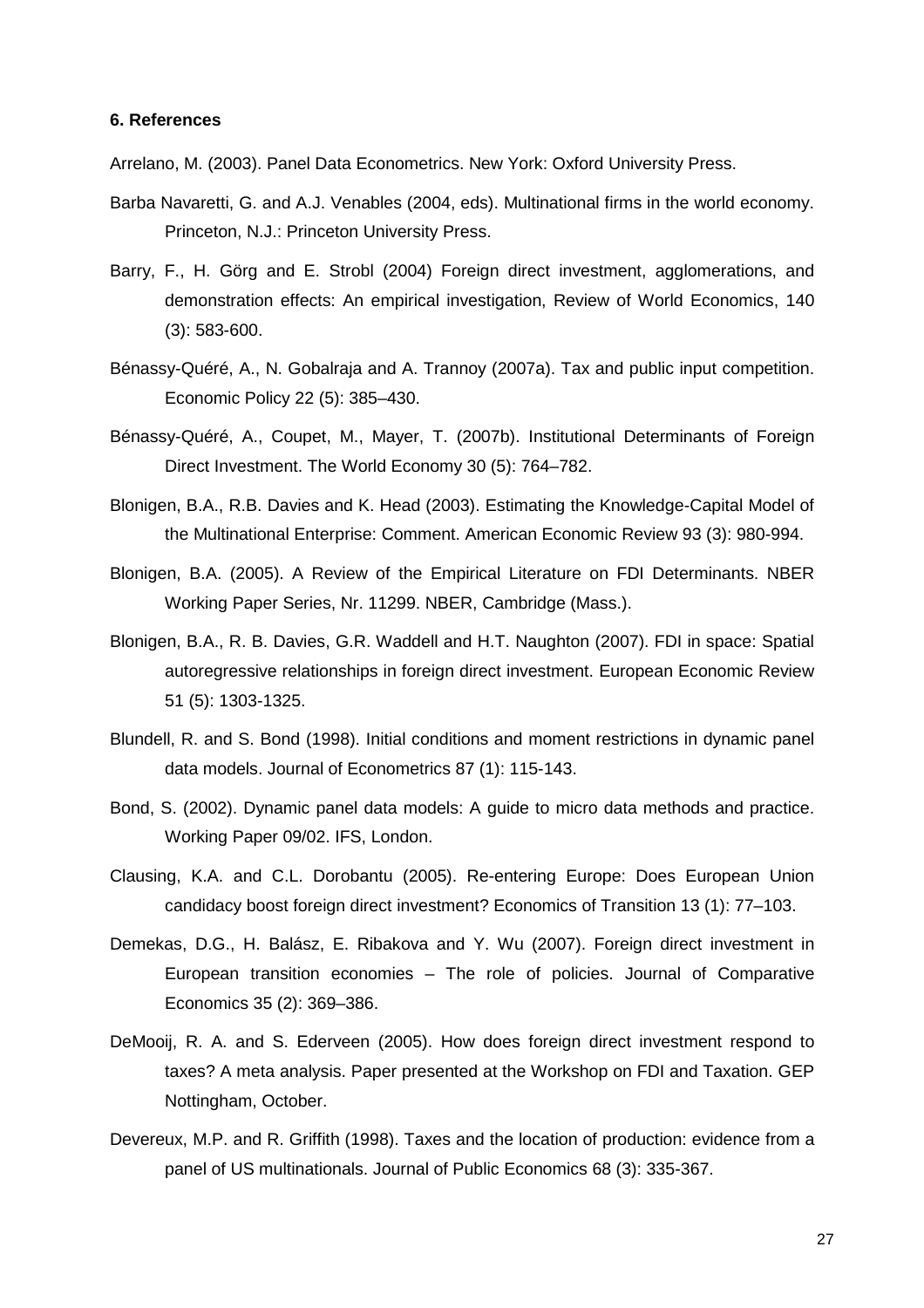**6. References**

Arrelano, M. (2003). Panel Data Econometrics. New York: Oxford University Press.

Barba Navaretti, G. and A.J. Venables (2004, eds). Multinational firms in the world economy. Princeton, N.J.: Princeton University Press.

Barry, F., H. Görg and E. Strobl (2004) Foreign direct investment, agglomerations, and demonstration effects: An empirical investigation, Review of World Economics, 140 (3): 583-600.

Bénassy-Quéré, A., N. Gobalraja and A. Trannoy (2007a). Tax and public input competition. Economic Policy 22 (5): 385–430.

Bénassy-Quéré, A., Coupet, M., Mayer, T. (2007b). Institutional Determinants of Foreign Direct Investment. The World Economy 30 (5): 764–782.

Blonigen, B.A., R.B. Davies and K. Head (2003). Estimating the Knowledge-Capital Model of the Multinational Enterprise: Comment. American Economic Review 93 (3): 980-994.

Blonigen, B.A. (2005). A Review of the Empirical Literature on FDI Determinants. NBER Working Paper Series, Nr. 11299. NBER, Cambridge (Mass.).

Blonigen, B.A., R. B. Davies, G.R. Waddell and H.T. Naughton (2007). FDI in space: Spatial autoregressive relationships in foreign direct investment. European Economic Review 51 (5): 1303-1325.

Blundell, R. and S. Bond (1998). Initial conditions and moment restrictions in dynamic panel data models. Journal of Econometrics 87 (1): 115-143.

Bond, S. (2002). Dynamic panel data models: A guide to micro data methods and practice. Working Paper 09/02. IFS, London.

Clausing, K.A. and C.L. Dorobantu (2005). Re-entering Europe: Does European Union candidacy boost foreign direct investment? Economics of Transition 13 (1): 77–103.

Demekas, D.G., H. Balász, E. Ribakova and Y. Wu (2007). Foreign direct investment in European transition economies – The role of policies. Journal of Comparative Economics 35 (2): 369–386.

DeMooij, R. A. and S. Ederveen (2005). How does foreign direct investment respond to taxes? A meta analysis. Paper presented at the Workshop on FDI and Taxation. GEP Nottingham, October.

Devereux, M.P. and R. Griffith (1998). Taxes and the location of production: evidence from a panel of US multinationals. Journal of Public Economics 68 (3): 335-367.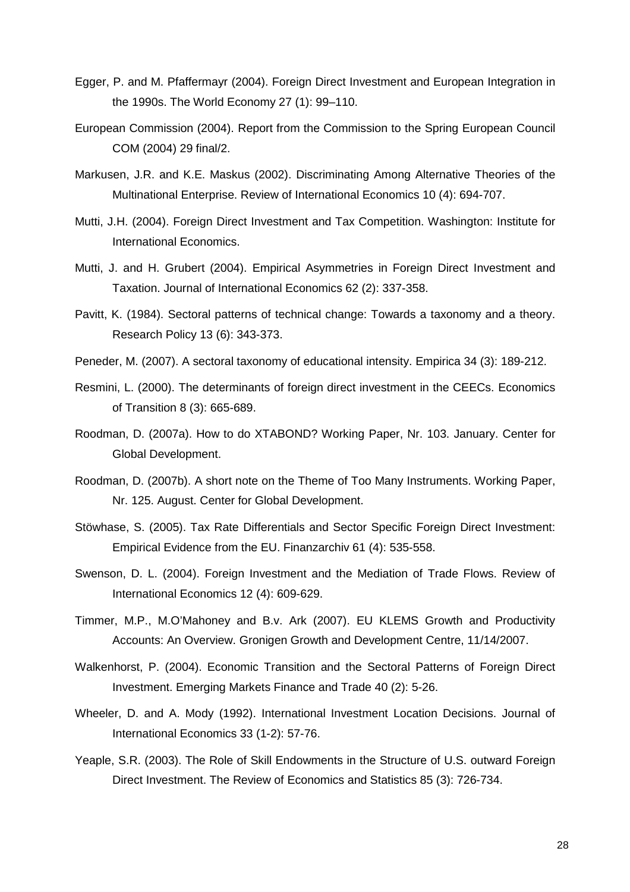Egger, P. and M. Pfaffermayr (2004). Foreign Direct Investment and European Integration in the 1990s. The World Economy 27 (1): 99–110.

European Commission (2004). Report from the Commission to the Spring European Council COM (2004) 29 final/2.

Markusen, J.R. and K.E. Maskus (2002). Discriminating Among Alternative Theories of the Multinational Enterprise. Review of International Economics 10 (4): 694-707.

Mutti, J.H. (2004). Foreign Direct Investment and Tax Competition. Washington: Institute for International Economics.

Mutti, J. and H. Grubert (2004). Empirical Asymmetries in Foreign Direct Investment and Taxation. Journal of International Economics 62 (2): 337-358.

Pavitt, K. (1984). Sectoral patterns of technical change: Towards a taxonomy and a theory. Research Policy 13 (6): 343-373.

Peneder, M. (2007). A sectoral taxonomy of educational intensity. Empirica 34 (3): 189-212.

Resmini, L. (2000). The determinants of foreign direct investment in the CEECs. Economics of Transition 8 (3): 665-689.

Roodman, D. (2007a). How to do XTABOND? Working Paper, Nr. 103. January. Center for Global Development.

Roodman, D. (2007b). A short note on the Theme of Too Many Instruments. Working Paper, Nr. 125. August. Center for Global Development.

Stöwhase, S. (2005). Tax Rate Differentials and Sector Specific Foreign Direct Investment: Empirical Evidence from the EU. Finanzarchiv 61 (4): 535-558.

Swenson, D. L. (2004). Foreign Investment and the Mediation of Trade Flows. Review of International Economics 12 (4): 609-629.

Timmer, M.P., M.O'Mahoney and B.v. Ark (2007). EU KLEMS Growth and Productivity Accounts: An Overview. Gronigen Growth and Development Centre, 11/14/2007.

Walkenhorst, P. (2004). Economic Transition and the Sectoral Patterns of Foreign Direct Investment. Emerging Markets Finance and Trade 40 (2): 5-26.

Wheeler, D. and A. Mody (1992). International Investment Location Decisions. Journal of International Economics 33 (1-2): 57-76.

Yeaple, S.R. (2003). The Role of Skill Endowments in the Structure of U.S. outward Foreign Direct Investment. The Review of Economics and Statistics 85 (3): 726-734.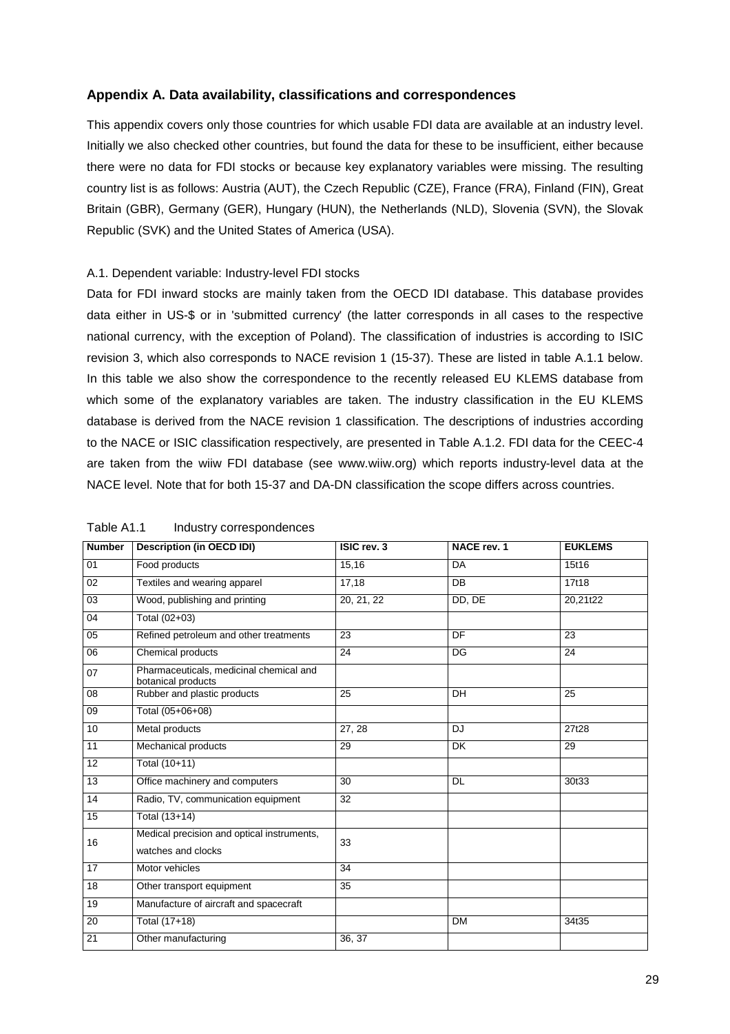## Appendix A. Data availability, classifications and correspondences

This appendix covers only those countries for which usable FDI data are available at an industry level. Initially we also checked other countries, but found the data for these to be insufficient, either because there were no data for FDI stocks or because key explanatory variables were missing. The resulting country list is as follows: Austria (AUT), the Czech Republic (CZE), France (FRA), Finland (FIN), Great Britain (GBR), Germany (GER), Hungary (HUN), the Netherlands (NLD), Slovenia (SVN), the Slovak Republic (SVK) and the United States of America (USA).

A.1. Dependent variable: Industry-level FDI stocks

Data for FDI inward stocks are mainly taken from the OECD IDI database. This database provides data either in US-$ or in 'submitted currency' (the latter corresponds in all cases to the respective national currency, with the exception of Poland). The classification of industries is according to ISIC revision 3, which also corresponds to NACE revision 1 (15-37). These are listed in table A.1.1 below. In this table we also show the correspondence to the recently released EU KLEMS database from which some of the explanatory variables are taken. The industry classification in the EU KLEMS database is derived from the NACE revision 1 classification. The descriptions of industries according to the NACE or ISIC classification respectively, are presented in Table A.1.2. FDI data for the CEEC-4 are taken from the wiiw FDI database (see www.wiiw.org) which reports industry-level data at the NACE level. Note that for both 15-37 and DA-DN classification the scope differs across countries.

Table A1.1 Industry correspondences

| Number | Description (in OECD IDI) | ISIC rev. 3 | NACE rev. 1 | EUKLEMS |
|---|---|---|---|---|
| 01 | Food products | 15,16 | DA | 15t16 |
| 02 | Textiles and wearing apparel | 17,18 | DB | 17t18 |
| 03 | Wood, publishing and printing | 20, 21, 22 | DD, DE | 20,21t22 |
| 04 | Total (02+03) | | | |
| 05 | Refined petroleum and other treatments | 23 | DF | 23 |
| 06 | Chemical products | 24 | DG | 24 |
| 07 | Pharmaceuticals, medicinal chemical and botanical products | | | |
| 08 | Rubber and plastic products | 25 | DH | 25 |
| 09 | Total (05+06+08) | | | |
| 10 | Metal products | 27, 28 | DJ | 27t28 |
| 11 | Mechanical products | 29 | DK | 29 |
| 12 | Total (10+11) | | | |
| 13 | Office machinery and computers | 30 | DL | 30t33 |
| 14 | Radio, TV, communication equipment | 32 | | |
| 15 | Total (13+14) | | | |
| 16 | Medical precision and optical instruments, watches and clocks | 33 | | |
| 17 | Motor vehicles | 34 | | |
| 18 | Other transport equipment | 35 | | |
| 19 | Manufacture of aircraft and spacecraft | | | |
| 20 | Total (17+18) | | DM | 34t35 |
| 21 | Other manufacturing | 36, 37 | | |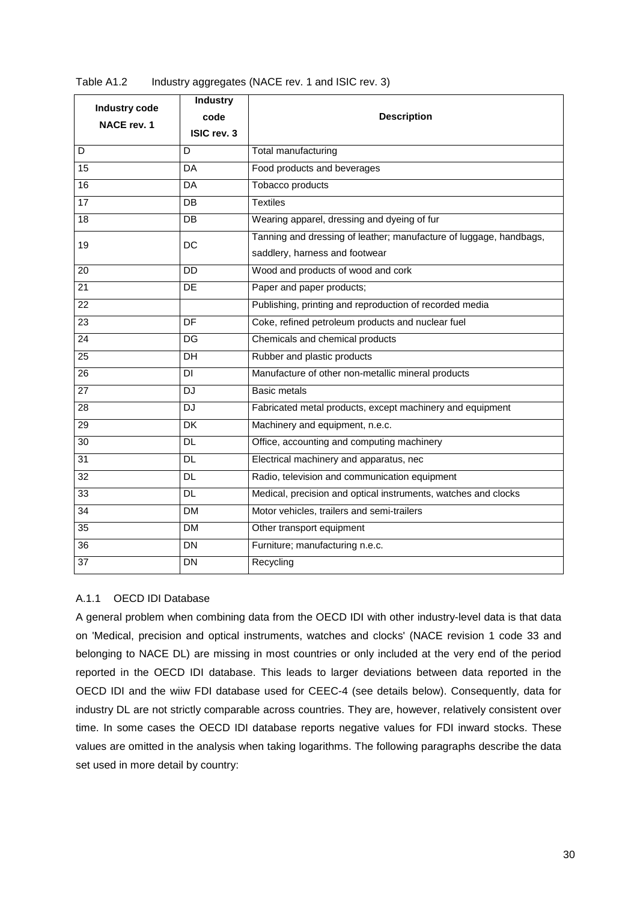Table A1.2 Industry aggregates (NACE rev. 1 and ISIC rev. 3)

| Industry code NACE rev. 1 | Industry code ISIC rev. 3 | Description |
|---|---|---|
| D | D | Total manufacturing |
| 15 | DA | Food products and beverages |
| 16 | DA | Tobacco products |
| 17 | DB | Textiles |
| 18 | DB | Wearing apparel, dressing and dyeing of fur |
| 19 | DC | Tanning and dressing of leather; manufacture of luggage, handbags, saddlery, harness and footwear |
| 20 | DD | Wood and products of wood and cork |
| 21 | DE | Paper and paper products; |
| 22 | | Publishing, printing and reproduction of recorded media |
| 23 | DF | Coke, refined petroleum products and nuclear fuel |
| 24 | DG | Chemicals and chemical products |
| 25 | DH | Rubber and plastic products |
| 26 | DI | Manufacture of other non-metallic mineral products |
| 27 | DJ | Basic metals |
| 28 | DJ | Fabricated metal products, except machinery and equipment |
| 29 | DK | Machinery and equipment, n.e.c. |
| 30 | DL | Office, accounting and computing machinery |
| 31 | DL | Electrical machinery and apparatus, nec |
| 32 | DL | Radio, television and communication equipment |
| 33 | DL | Medical, precision and optical instruments, watches and clocks |
| 34 | DM | Motor vehicles, trailers and semi-trailers |
| 35 | DM | Other transport equipment |
| 36 | DN | Furniture; manufacturing n.e.c. |
| 37 | DN | Recycling |

### A.1.1 OECD IDI Database

A general problem when combining data from the OECD IDI with other industry-level data is that data on 'Medical, precision and optical instruments, watches and clocks' (NACE revision 1 code 33 and belonging to NACE DL) are missing in most countries or only included at the very end of the period reported in the OECD IDI database. This leads to larger deviations between data reported in the OECD IDI and the wiiw FDI database used for CEEC-4 (see details below). Consequently, data for industry DL are not strictly comparable across countries. They are, however, relatively consistent over time. In some cases the OECD IDI database reports negative values for FDI inward stocks. These values are omitted in the analysis when taking logarithms. The following paragraphs describe the data set used in more detail by country: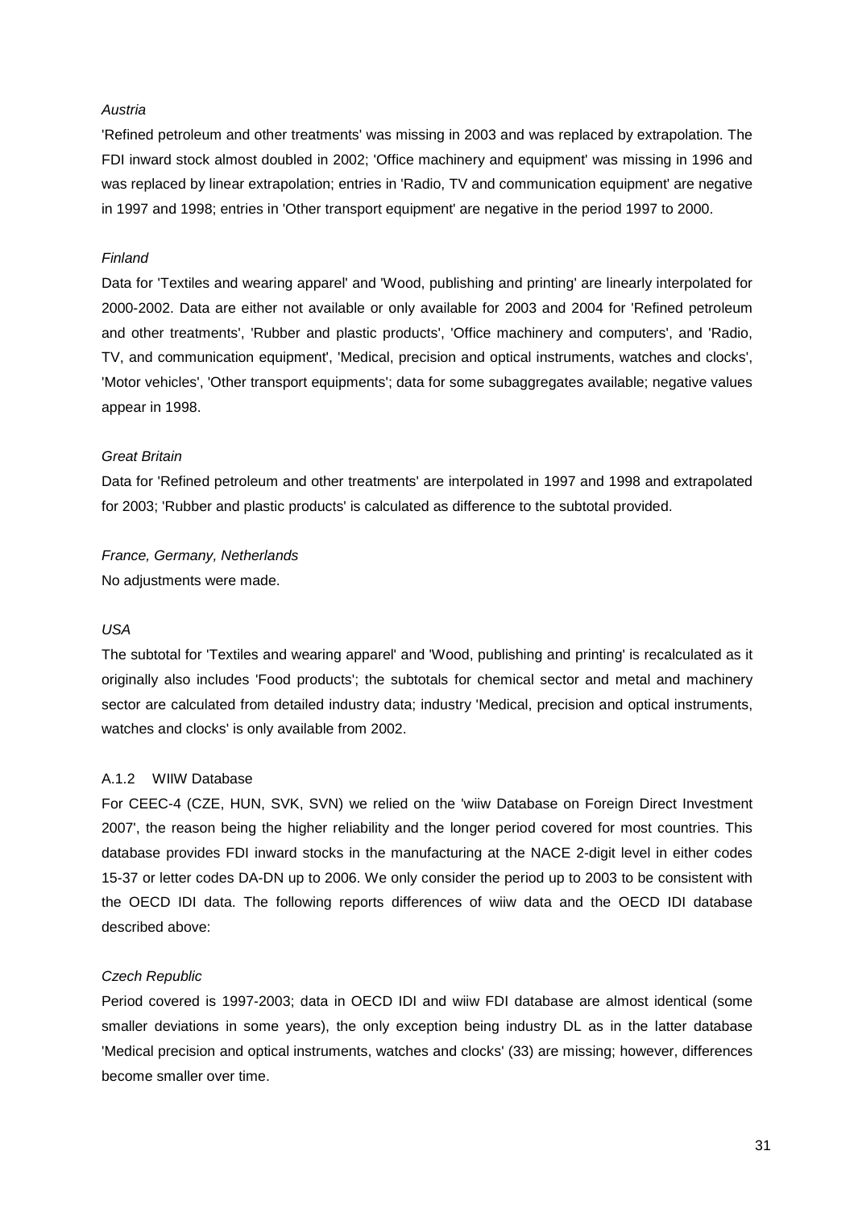*Austria*

'Refined petroleum and other treatments' was missing in 2003 and was replaced by extrapolation. The FDI inward stock almost doubled in 2002; 'Office machinery and equipment' was missing in 1996 and was replaced by linear extrapolation; entries in 'Radio, TV and communication equipment' are negative in 1997 and 1998; entries in 'Other transport equipment' are negative in the period 1997 to 2000.

*Finland*

Data for 'Textiles and wearing apparel' and 'Wood, publishing and printing' are linearly interpolated for 2000-2002. Data are either not available or only available for 2003 and 2004 for 'Refined petroleum and other treatments', 'Rubber and plastic products', 'Office machinery and computers', and 'Radio, TV, and communication equipment', 'Medical, precision and optical instruments, watches and clocks', 'Motor vehicles', 'Other transport equipments'; data for some subaggregates available; negative values appear in 1998.

*Great Britain*

Data for 'Refined petroleum and other treatments' are interpolated in 1997 and 1998 and extrapolated for 2003; 'Rubber and plastic products' is calculated as difference to the subtotal provided.

*France, Germany, Netherlands*

No adjustments were made.

*USA*

The subtotal for 'Textiles and wearing apparel' and 'Wood, publishing and printing' is recalculated as it originally also includes 'Food products'; the subtotals for chemical sector and metal and machinery sector are calculated from detailed industry data; industry 'Medical, precision and optical instruments, watches and clocks' is only available from 2002.

### A.1.2 WIIW Database

For CEEC-4 (CZE, HUN, SVK, SVN) we relied on the 'wiiw Database on Foreign Direct Investment 2007', the reason being the higher reliability and the longer period covered for most countries. This database provides FDI inward stocks in the manufacturing at the NACE 2-digit level in either codes 15-37 or letter codes DA-DN up to 2006. We only consider the period up to 2003 to be consistent with the OECD IDI data. The following reports differences of wiiw data and the OECD IDI database described above:

*Czech Republic*

Period covered is 1997-2003; data in OECD IDI and wiiw FDI database are almost identical (some smaller deviations in some years), the only exception being industry DL as in the latter database 'Medical precision and optical instruments, watches and clocks' (33) are missing; however, differences become smaller over time.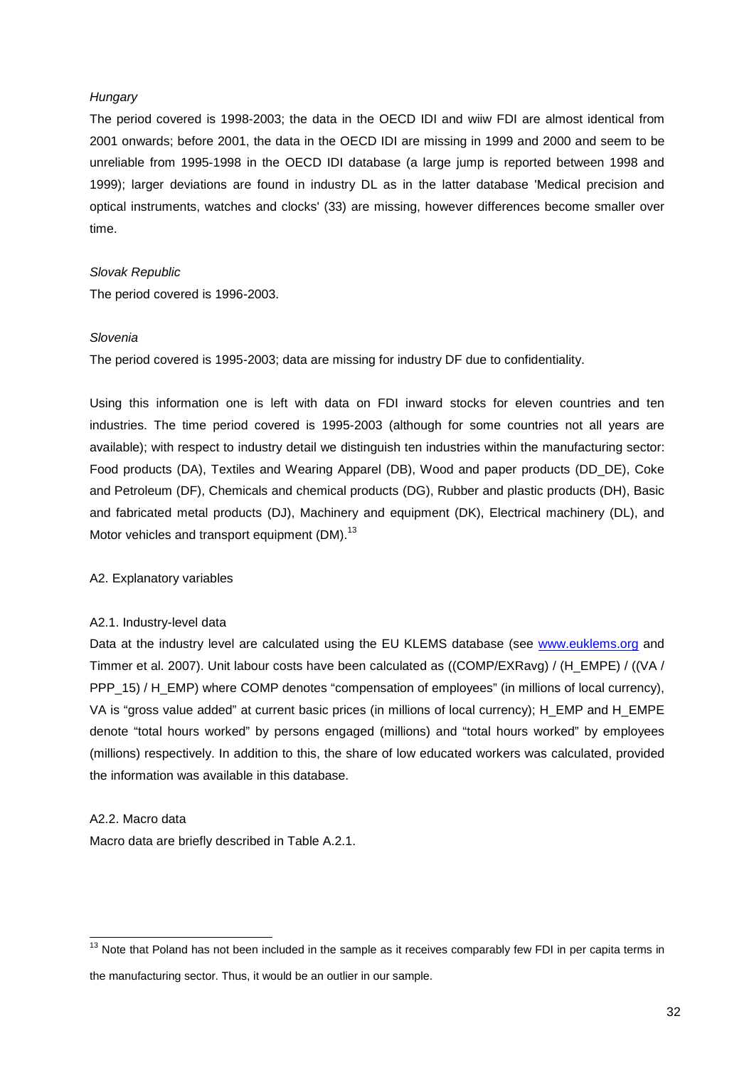*Hungary*

The period covered is 1998-2003; the data in the OECD IDI and wiiw FDI are almost identical from 2001 onwards; before 2001, the data in the OECD IDI are missing in 1999 and 2000 and seem to be unreliable from 1995-1998 in the OECD IDI database (a large jump is reported between 1998 and 1999); larger deviations are found in industry DL as in the latter database 'Medical precision and optical instruments, watches and clocks' (33) are missing, however differences become smaller over time.

*Slovak Republic*

The period covered is 1996-2003.

*Slovenia*

The period covered is 1995-2003; data are missing for industry DF due to confidentiality.

Using this information one is left with data on FDI inward stocks for eleven countries and ten industries. The time period covered is 1995-2003 (although for some countries not all years are available); with respect to industry detail we distinguish ten industries within the manufacturing sector: Food products (DA), Textiles and Wearing Apparel (DB), Wood and paper products (DD_DE), Coke and Petroleum (DF), Chemicals and chemical products (DG), Rubber and plastic products (DH), Basic and fabricated metal products (DJ), Machinery and equipment (DK), Electrical machinery (DL), and Motor vehicles and transport equipment (DM).[13]

A2. Explanatory variables

A2.1. Industry-level data

Data at the industry level are calculated using the EU KLEMS database (see www.euklems.org and Timmer et al. 2007). Unit labour costs have been calculated as ((COMP/EXRavg) / (H_EMPE) / ((VA / PPP_15) / H_EMP) where COMP denotes "compensation of employees" (in millions of local currency), VA is "gross value added" at current basic prices (in millions of local currency); H_EMP and H_EMPE denote "total hours worked" by persons engaged (millions) and "total hours worked" by employees (millions) respectively. In addition to this, the share of low educated workers was calculated, provided the information was available in this database.

A2.2. Macro data

Macro data are briefly described in Table A.2.1.

[13] Note that Poland has not been included in the sample as it receives comparably few FDI in per capita terms in the manufacturing sector. Thus, it would be an outlier in our sample.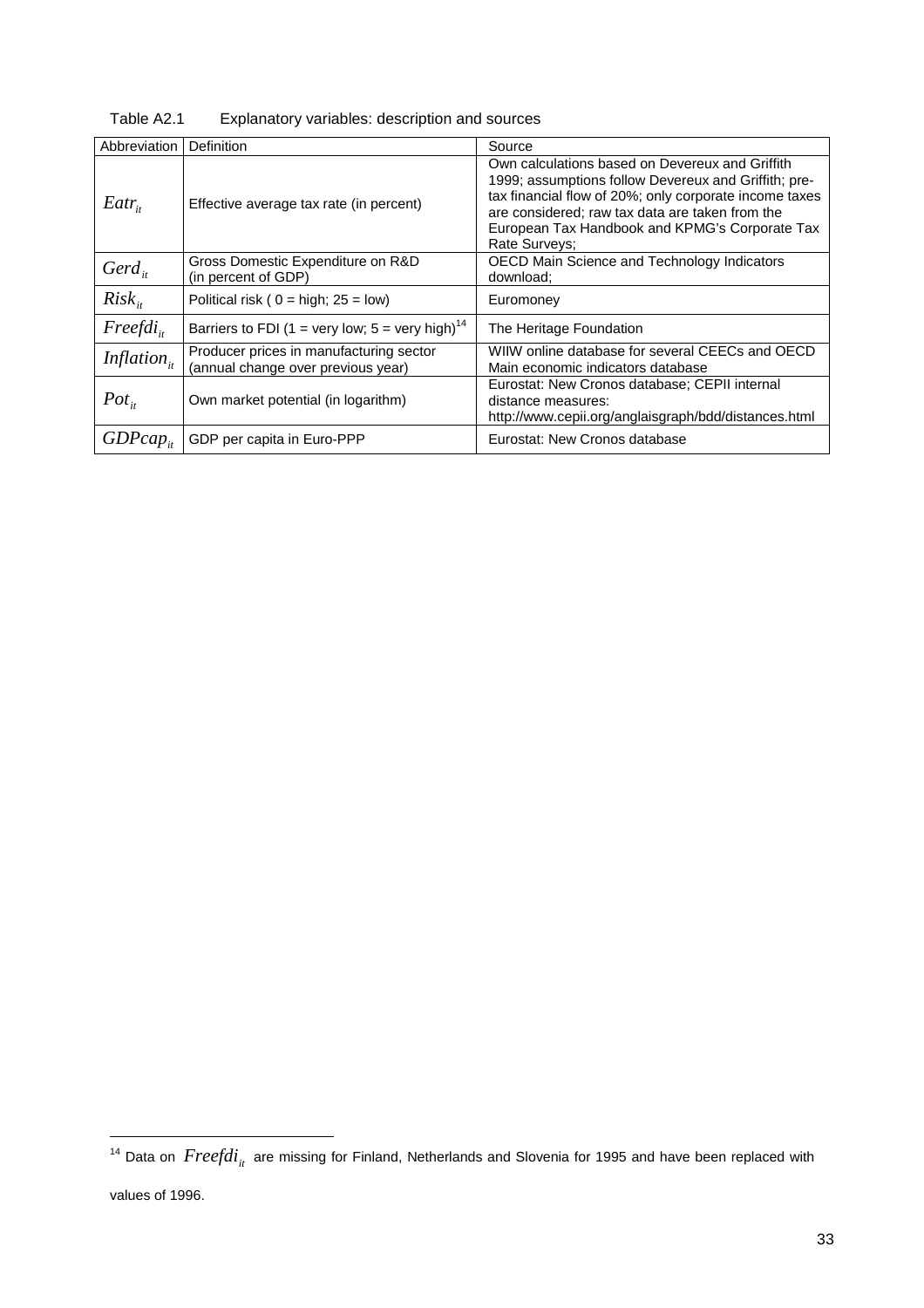Table A2.1 Explanatory variables: description and sources

| Abbreviation | Definition | Source |
|---|---|---|
| $Eatr_{it}$ | Effective average tax rate (in percent) | Own calculations based on Devereux and Griffith 1999; assumptions follow Devereux and Griffith; pre-tax financial flow of 20%; only corporate income taxes are considered; raw tax data are taken from the European Tax Handbook and KPMG's Corporate Tax Rate Surveys; |
| $Gerd_{it}$ | Gross Domestic Expenditure on R&D (in percent of GDP) | OECD Main Science and Technology Indicators download; |
| $Risk_{it}$ | Political risk ( 0 = high; 25 = low) | Euromoney |
| $Freefdi_{it}$ | Barriers to FDI (1 = very low; 5 = very high)[14] | The Heritage Foundation |
| $Inflation_{it}$ | Producer prices in manufacturing sector (annual change over previous year) | WIIW online database for several CEECs and OECD Main economic indicators database |
| $Pot_{it}$ | Own market potential (in logarithm) | Eurostat: New Cronos database; CEPII internal distance measures: http://www.cepii.org/anglaisgraph/bdd/distances.html |
| $GDPcap_{it}$ | GDP per capita in Euro-PPP | Eurostat: New Cronos database |

[14] Data on $Freefdi_{it}$ are missing for Finland, Netherlands and Slovenia for 1995 and have been replaced with values of 1996.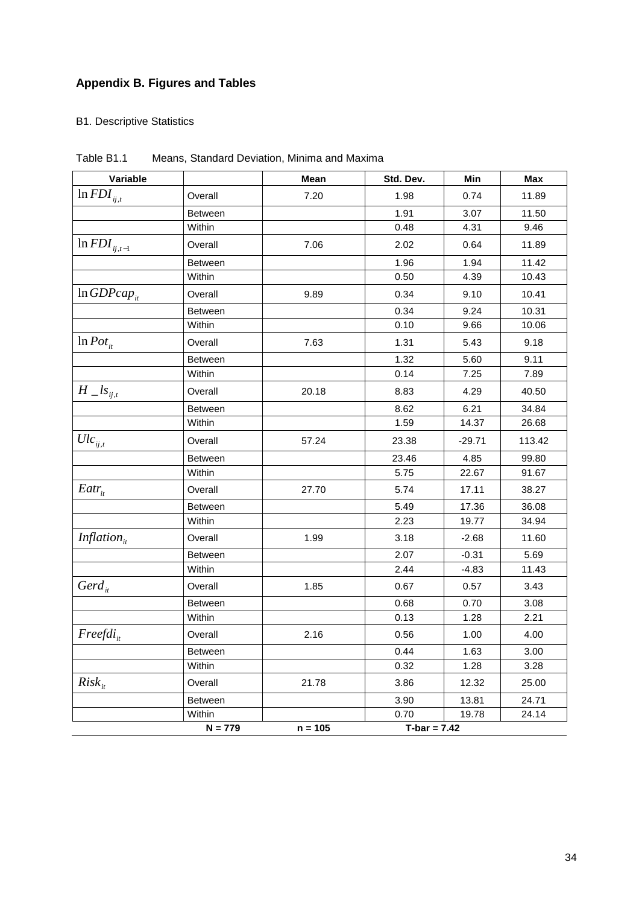## Appendix B. Figures and Tables

B1. Descriptive Statistics

Table B1.1 Means, Standard Deviation, Minima and Maxima

| Variable | | Mean | Std. Dev. | Min | Max |
|---|---|---|---|---|---|
| $\ln FDI_{ij,t}$ | Overall | 7.20 | 1.98 | 0.74 | 11.89 |
| | Between | | 1.91 | 3.07 | 11.50 |
| | Within | | 0.48 | 4.31 | 9.46 |
| $\ln FDI_{ij,t-1}$ | Overall | 7.06 | 2.02 | 0.64 | 11.89 |
| | Between | | 1.96 | 1.94 | 11.42 |
| | Within | | 0.50 | 4.39 | 10.43 |
| $\ln GDPcap_{it}$ | Overall | 9.89 | 0.34 | 9.10 | 10.41 |
| | Between | | 0.34 | 9.24 | 10.31 |
| | Within | | 0.10 | 9.66 | 10.06 |
| $\ln Pot_{it}$ | Overall | 7.63 | 1.31 | 5.43 | 9.18 |
| | Between | | 1.32 | 5.60 | 9.11 |
| | Within | | 0.14 | 7.25 | 7.89 |
| $H\_ls_{ij,t}$ | Overall | 20.18 | 8.83 | 4.29 | 40.50 |
| | Between | | 8.62 | 6.21 | 34.84 |
| | Within | | 1.59 | 14.37 | 26.68 |
| $Ulc_{ij,t}$ | Overall | 57.24 | 23.38 | -29.71 | 113.42 |
| | Between | | 23.46 | 4.85 | 99.80 |
| | Within | | 5.75 | 22.67 | 91.67 |
| $Eatr_{it}$ | Overall | 27.70 | 5.74 | 17.11 | 38.27 |
| | Between | | 5.49 | 17.36 | 36.08 |
| | Within | | 2.23 | 19.77 | 34.94 |
| $Inflation_{it}$ | Overall | 1.99 | 3.18 | -2.68 | 11.60 |
| | Between | | 2.07 | -0.31 | 5.69 |
| | Within | | 2.44 | -4.83 | 11.43 |
| $Gerd_{it}$ | Overall | 1.85 | 0.67 | 0.57 | 3.43 |
| | Between | | 0.68 | 0.70 | 3.08 |
| | Within | | 0.13 | 1.28 | 2.21 |
| $Freefdi_{it}$ | Overall | 2.16 | 0.56 | 1.00 | 4.00 |
| | Between | | 0.44 | 1.63 | 3.00 |
| | Within | | 0.32 | 1.28 | 3.28 |
| $Risk_{it}$ | Overall | 21.78 | 3.86 | 12.32 | 25.00 |
| | Between | | 3.90 | 13.81 | 24.71 |
| | Within | | 0.70 | 19.78 | 24.14 |
| | **N = 779** | **n = 105** | **T-bar = 7.42** | | |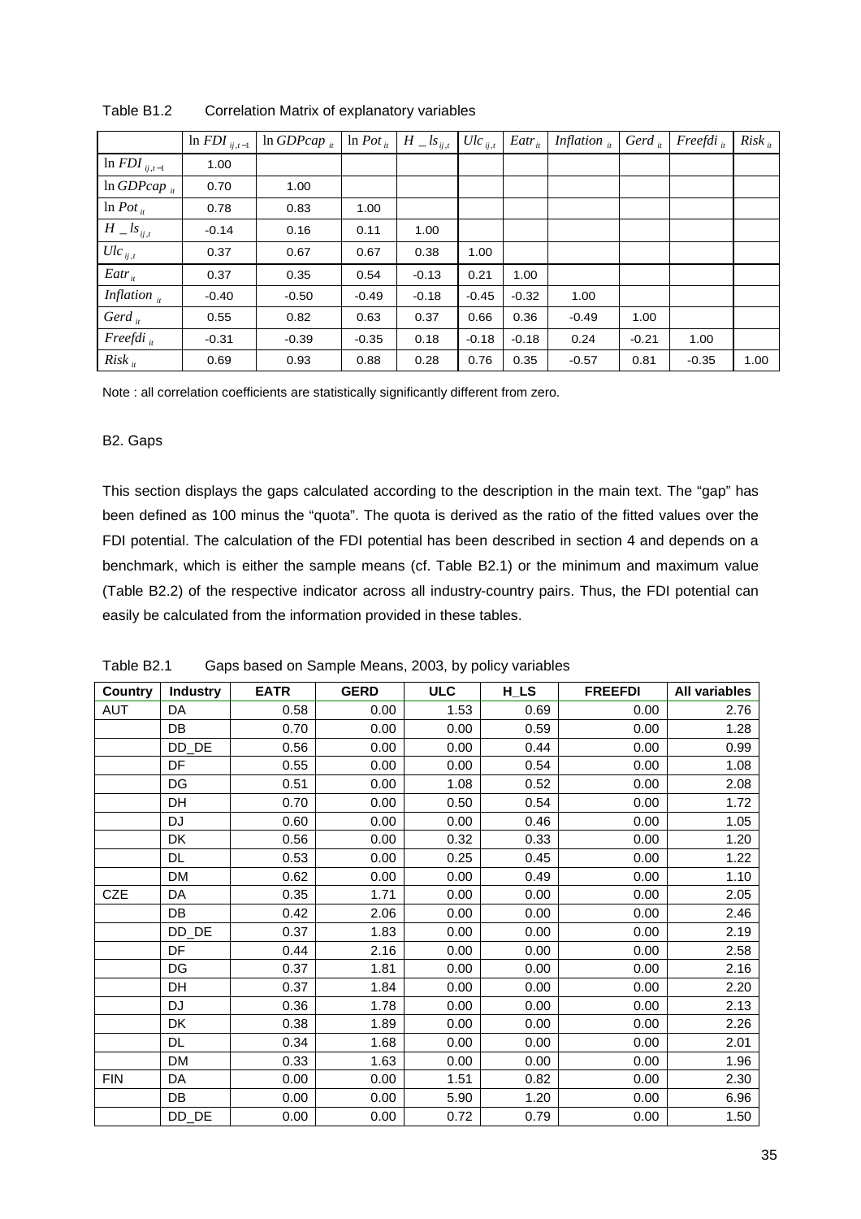Table B1.2 Correlation Matrix of explanatory variables

| | $\ln FDI_{ij,t-1}$ | $\ln GDPcap_{it}$ | $\ln Pot_{it}$ | $H\_ls_{ij,t}$ | $Ulc_{ij,t}$ | $Eatr_{it}$ | $Inflation_{it}$ | $Gerd_{it}$ | $Freefdi_{it}$ | $Risk_{it}$ |
|---|---|---|---|---|---|---|---|---|---|---|
| $\ln FDI_{ij,t-1}$ | 1.00 | | | | | | | | | |
| $\ln GDPcap_{it}$ | 0.70 | 1.00 | | | | | | | | |
| $\ln Pot_{it}$ | 0.78 | 0.83 | 1.00 | | | | | | | |
| $H\_ls_{ij,t}$ | -0.14 | 0.16 | 0.11 | 1.00 | | | | | | |
| $Ulc_{ij,t}$ | 0.37 | 0.67 | 0.67 | 0.38 | 1.00 | | | | | |
| $Eatr_{it}$ | 0.37 | 0.35 | 0.54 | -0.13 | 0.21 | 1.00 | | | | |
| $Inflation_{it}$ | -0.40 | -0.50 | -0.49 | -0.18 | -0.45 | -0.32 | 1.00 | | | |
| $Gerd_{it}$ | 0.55 | 0.82 | 0.63 | 0.37 | 0.66 | 0.36 | -0.49 | 1.00 | | |
| $Freefdi_{it}$ | -0.31 | -0.39 | -0.35 | 0.18 | -0.18 | -0.18 | 0.24 | -0.21 | 1.00 | |
| $Risk_{it}$ | 0.69 | 0.93 | 0.88 | 0.28 | 0.76 | 0.35 | -0.57 | 0.81 | -0.35 | 1.00 |

Note : all correlation coefficients are statistically significantly different from zero.

B2. Gaps

This section displays the gaps calculated according to the description in the main text. The "gap" has been defined as 100 minus the "quota". The quota is derived as the ratio of the fitted values over the FDI potential. The calculation of the FDI potential has been described in section 4 and depends on a benchmark, which is either the sample means (cf. Table B2.1) or the minimum and maximum value (Table B2.2) of the respective indicator across all industry-country pairs. Thus, the FDI potential can easily be calculated from the information provided in these tables.

Table B2.1 Gaps based on Sample Means, 2003, by policy variables

| Country | Industry | EATR | GERD | ULC | H_LS | FREEFDI | All variables |
|---|---|---|---|---|---|---|---|
| AUT | DA | 0.58 | 0.00 | 1.53 | 0.69 | 0.00 | 2.76 |
| | DB | 0.70 | 0.00 | 0.00 | 0.59 | 0.00 | 1.28 |
| | DD_DE | 0.56 | 0.00 | 0.00 | 0.44 | 0.00 | 0.99 |
| | DF | 0.55 | 0.00 | 0.00 | 0.54 | 0.00 | 1.08 |
| | DG | 0.51 | 0.00 | 1.08 | 0.52 | 0.00 | 2.08 |
| | DH | 0.70 | 0.00 | 0.50 | 0.54 | 0.00 | 1.72 |
| | DJ | 0.60 | 0.00 | 0.00 | 0.46 | 0.00 | 1.05 |
| | DK | 0.56 | 0.00 | 0.32 | 0.33 | 0.00 | 1.20 |
| | DL | 0.53 | 0.00 | 0.25 | 0.45 | 0.00 | 1.22 |
| | DM | 0.62 | 0.00 | 0.00 | 0.49 | 0.00 | 1.10 |
| CZE | DA | 0.35 | 1.71 | 0.00 | 0.00 | 0.00 | 2.05 |
| | DB | 0.42 | 2.06 | 0.00 | 0.00 | 0.00 | 2.46 |
| | DD_DE | 0.37 | 1.83 | 0.00 | 0.00 | 0.00 | 2.19 |
| | DF | 0.44 | 2.16 | 0.00 | 0.00 | 0.00 | 2.58 |
| | DG | 0.37 | 1.81 | 0.00 | 0.00 | 0.00 | 2.16 |
| | DH | 0.37 | 1.84 | 0.00 | 0.00 | 0.00 | 2.20 |
| | DJ | 0.36 | 1.78 | 0.00 | 0.00 | 0.00 | 2.13 |
| | DK | 0.38 | 1.89 | 0.00 | 0.00 | 0.00 | 2.26 |
| | DL | 0.34 | 1.68 | 0.00 | 0.00 | 0.00 | 2.01 |
| | DM | 0.33 | 1.63 | 0.00 | 0.00 | 0.00 | 1.96 |
| FIN | DA | 0.00 | 0.00 | 1.51 | 0.82 | 0.00 | 2.30 |
| | DB | 0.00 | 0.00 | 5.90 | 1.20 | 0.00 | 6.96 |
| | DD_DE | 0.00 | 0.00 | 0.72 | 0.79 | 0.00 | 1.50 |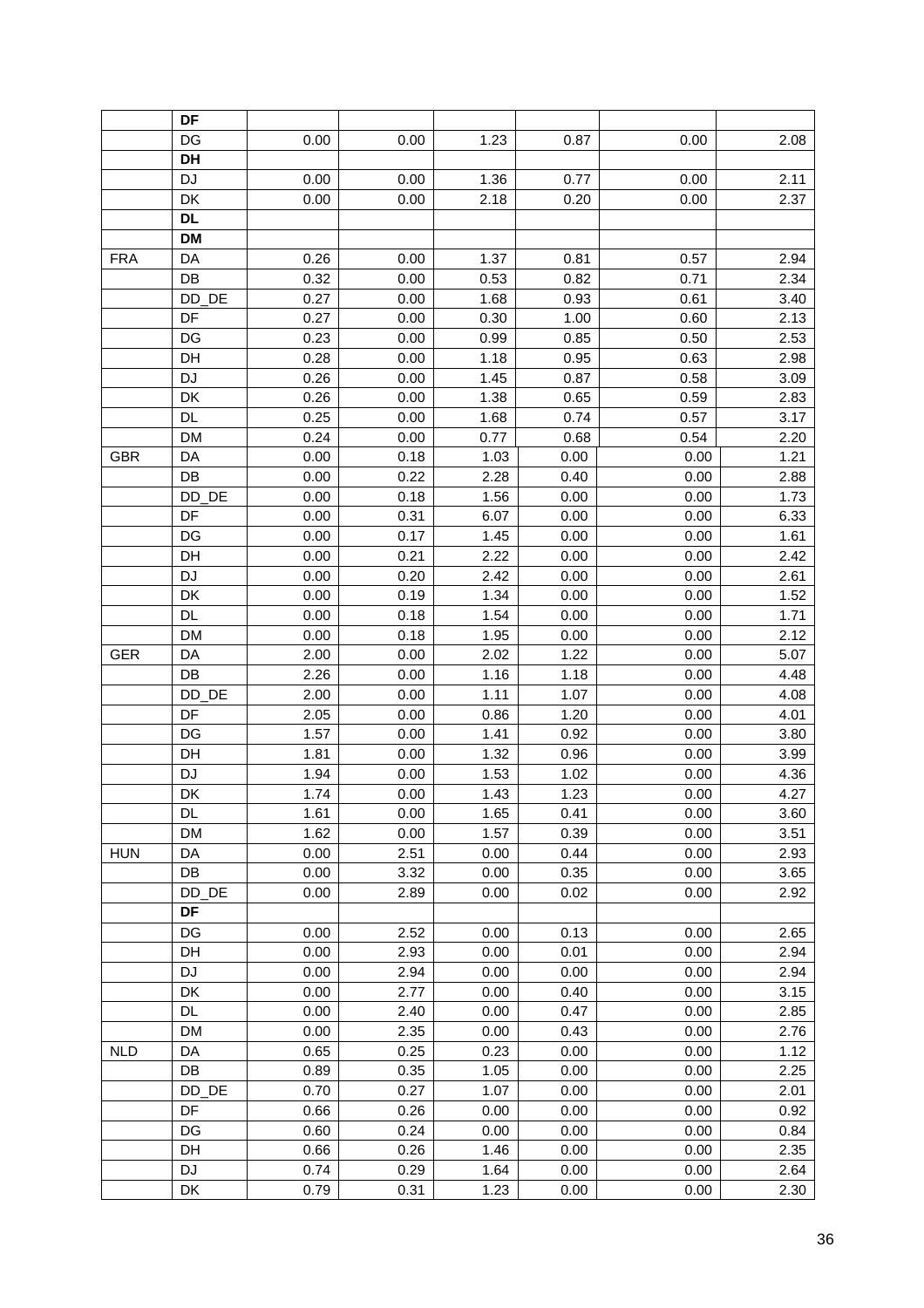| | DF | | | | | | |
|---|---|---|---|---|---|---|---|
| | DG | 0.00 | 0.00 | 1.23 | 0.87 | 0.00 | 2.08 |
| | **DH** | | | | | | |
| | DJ | 0.00 | 0.00 | 1.36 | 0.77 | 0.00 | 2.11 |
| | DK | 0.00 | 0.00 | 2.18 | 0.20 | 0.00 | 2.37 |
| | **DL** | | | | | | |
| | **DM** | | | | | | |
| FRA | DA | 0.26 | 0.00 | 1.37 | 0.81 | 0.57 | 2.94 |
| | DB | 0.32 | 0.00 | 0.53 | 0.82 | 0.71 | 2.34 |
| | DD_DE | 0.27 | 0.00 | 1.68 | 0.93 | 0.61 | 3.40 |
| | DF | 0.27 | 0.00 | 0.30 | 1.00 | 0.60 | 2.13 |
| | DG | 0.23 | 0.00 | 0.99 | 0.85 | 0.50 | 2.53 |
| | DH | 0.28 | 0.00 | 1.18 | 0.95 | 0.63 | 2.98 |
| | DJ | 0.26 | 0.00 | 1.45 | 0.87 | 0.58 | 3.09 |
| | DK | 0.26 | 0.00 | 1.38 | 0.65 | 0.59 | 2.83 |
| | DL | 0.25 | 0.00 | 1.68 | 0.74 | 0.57 | 3.17 |
| | DM | 0.24 | 0.00 | 0.77 | 0.68 | 0.54 | 2.20 |
| GBR | DA | 0.00 | 0.18 | 1.03 | 0.00 | 0.00 | 1.21 |
| | DB | 0.00 | 0.22 | 2.28 | 0.40 | 0.00 | 2.88 |
| | DD_DE | 0.00 | 0.18 | 1.56 | 0.00 | 0.00 | 1.73 |
| | DF | 0.00 | 0.31 | 6.07 | 0.00 | 0.00 | 6.33 |
| | DG | 0.00 | 0.17 | 1.45 | 0.00 | 0.00 | 1.61 |
| | DH | 0.00 | 0.21 | 2.22 | 0.00 | 0.00 | 2.42 |
| | DJ | 0.00 | 0.20 | 2.42 | 0.00 | 0.00 | 2.61 |
| | DK | 0.00 | 0.19 | 1.34 | 0.00 | 0.00 | 1.52 |
| | DL | 0.00 | 0.18 | 1.54 | 0.00 | 0.00 | 1.71 |
| | DM | 0.00 | 0.18 | 1.95 | 0.00 | 0.00 | 2.12 |
| GER | DA | 2.00 | 0.00 | 2.02 | 1.22 | 0.00 | 5.07 |
| | DB | 2.26 | 0.00 | 1.16 | 1.18 | 0.00 | 4.48 |
| | DD_DE | 2.00 | 0.00 | 1.11 | 1.07 | 0.00 | 4.08 |
| | DF | 2.05 | 0.00 | 0.86 | 1.20 | 0.00 | 4.01 |
| | DG | 1.57 | 0.00 | 1.41 | 0.92 | 0.00 | 3.80 |
| | DH | 1.81 | 0.00 | 1.32 | 0.96 | 0.00 | 3.99 |
| | DJ | 1.94 | 0.00 | 1.53 | 1.02 | 0.00 | 4.36 |
| | DK | 1.74 | 0.00 | 1.43 | 1.23 | 0.00 | 4.27 |
| | DL | 1.61 | 0.00 | 1.65 | 0.41 | 0.00 | 3.60 |
| | DM | 1.62 | 0.00 | 1.57 | 0.39 | 0.00 | 3.51 |
| HUN | DA | 0.00 | 2.51 | 0.00 | 0.44 | 0.00 | 2.93 |
| | DB | 0.00 | 3.32 | 0.00 | 0.35 | 0.00 | 3.65 |
| | DD_DE | 0.00 | 2.89 | 0.00 | 0.02 | 0.00 | 2.92 |
| | **DF** | | | | | | |
| | DG | 0.00 | 2.52 | 0.00 | 0.13 | 0.00 | 2.65 |
| | DH | 0.00 | 2.93 | 0.00 | 0.01 | 0.00 | 2.94 |
| | DJ | 0.00 | 2.94 | 0.00 | 0.00 | 0.00 | 2.94 |
| | DK | 0.00 | 2.77 | 0.00 | 0.40 | 0.00 | 3.15 |
| | DL | 0.00 | 2.40 | 0.00 | 0.47 | 0.00 | 2.85 |
| | DM | 0.00 | 2.35 | 0.00 | 0.43 | 0.00 | 2.76 |
| NLD | DA | 0.65 | 0.25 | 0.23 | 0.00 | 0.00 | 1.12 |
| | DB | 0.89 | 0.35 | 1.05 | 0.00 | 0.00 | 2.25 |
| | DD_DE | 0.70 | 0.27 | 1.07 | 0.00 | 0.00 | 2.01 |
| | DF | 0.66 | 0.26 | 0.00 | 0.00 | 0.00 | 0.92 |
| | DG | 0.60 | 0.24 | 0.00 | 0.00 | 0.00 | 0.84 |
| | DH | 0.66 | 0.26 | 1.46 | 0.00 | 0.00 | 2.35 |
| | DJ | 0.74 | 0.29 | 1.64 | 0.00 | 0.00 | 2.64 |
| | DK | 0.79 | 0.31 | 1.23 | 0.00 | 0.00 | 2.30 |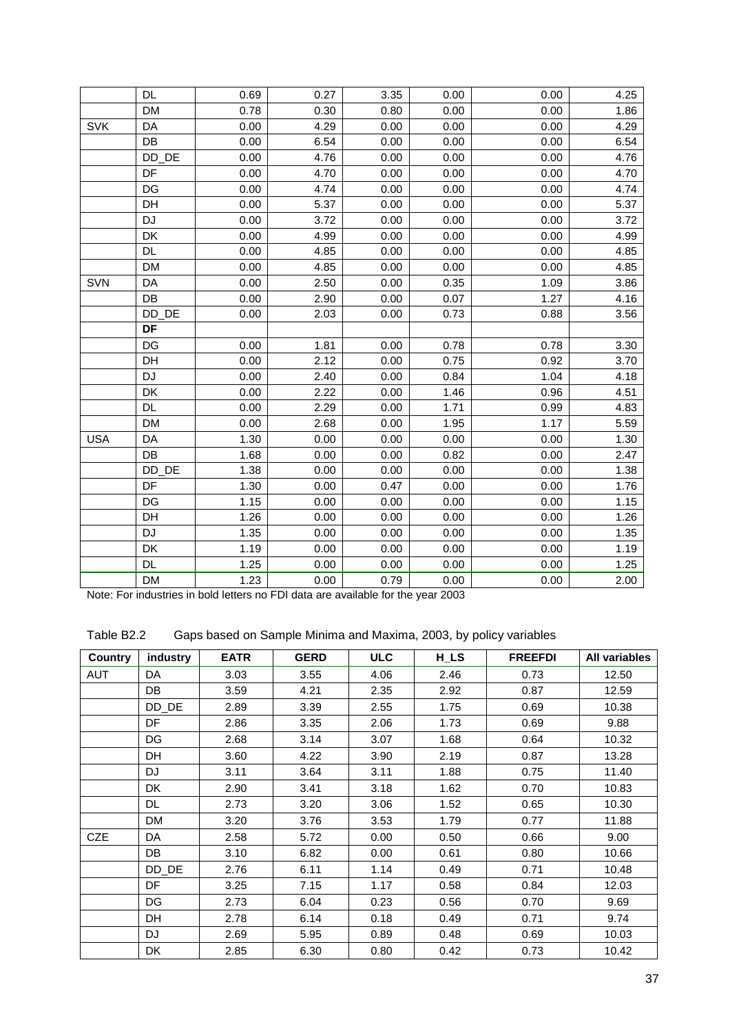| | DL | 0.69 | 0.27 | 3.35 | 0.00 | 0.00 | 4.25 |
|---|---|---|---|---|---|---|---|
| | DM | 0.78 | 0.30 | 0.80 | 0.00 | 0.00 | 1.86 |
| SVK | DA | 0.00 | 4.29 | 0.00 | 0.00 | 0.00 | 4.29 |
| | DB | 0.00 | 6.54 | 0.00 | 0.00 | 0.00 | 6.54 |
| | DD_DE | 0.00 | 4.76 | 0.00 | 0.00 | 0.00 | 4.76 |
| | DF | 0.00 | 4.70 | 0.00 | 0.00 | 0.00 | 4.70 |
| | DG | 0.00 | 4.74 | 0.00 | 0.00 | 0.00 | 4.74 |
| | DH | 0.00 | 5.37 | 0.00 | 0.00 | 0.00 | 5.37 |
| | DJ | 0.00 | 3.72 | 0.00 | 0.00 | 0.00 | 3.72 |
| | DK | 0.00 | 4.99 | 0.00 | 0.00 | 0.00 | 4.99 |
| | DL | 0.00 | 4.85 | 0.00 | 0.00 | 0.00 | 4.85 |
| | DM | 0.00 | 4.85 | 0.00 | 0.00 | 0.00 | 4.85 |
| SVN | DA | 0.00 | 2.50 | 0.00 | 0.35 | 1.09 | 3.86 |
| | DB | 0.00 | 2.90 | 0.00 | 0.07 | 1.27 | 4.16 |
| | DD_DE | 0.00 | 2.03 | 0.00 | 0.73 | 0.88 | 3.56 |
| | **DF** | | | | | | |
| | DG | 0.00 | 1.81 | 0.00 | 0.78 | 0.78 | 3.30 |
| | DH | 0.00 | 2.12 | 0.00 | 0.75 | 0.92 | 3.70 |
| | DJ | 0.00 | 2.40 | 0.00 | 0.84 | 1.04 | 4.18 |
| | DK | 0.00 | 2.22 | 0.00 | 1.46 | 0.96 | 4.51 |
| | DL | 0.00 | 2.29 | 0.00 | 1.71 | 0.99 | 4.83 |
| | DM | 0.00 | 2.68 | 0.00 | 1.95 | 1.17 | 5.59 |
| USA | DA | 1.30 | 0.00 | 0.00 | 0.00 | 0.00 | 1.30 |
| | DB | 1.68 | 0.00 | 0.00 | 0.82 | 0.00 | 2.47 |
| | DD_DE | 1.38 | 0.00 | 0.00 | 0.00 | 0.00 | 1.38 |
| | DF | 1.30 | 0.00 | 0.47 | 0.00 | 0.00 | 1.76 |
| | DG | 1.15 | 0.00 | 0.00 | 0.00 | 0.00 | 1.15 |
| | DH | 1.26 | 0.00 | 0.00 | 0.00 | 0.00 | 1.26 |
| | DJ | 1.35 | 0.00 | 0.00 | 0.00 | 0.00 | 1.35 |
| | DK | 1.19 | 0.00 | 0.00 | 0.00 | 0.00 | 1.19 |
| | DL | 1.25 | 0.00 | 0.00 | 0.00 | 0.00 | 1.25 |
| | DM | 1.23 | 0.00 | 0.79 | 0.00 | 0.00 | 2.00 |

Note: For industries in bold letters no FDI data are available for the year 2003

Table B2.2 Gaps based on Sample Minima and Maxima, 2003, by policy variables

| Country | industry | EATR | GERD | ULC | H_LS | FREEFDI | All variables |
|---|---|---|---|---|---|---|---|
| AUT | DA | 3.03 | 3.55 | 4.06 | 2.46 | 0.73 | 12.50 |
| | DB | 3.59 | 4.21 | 2.35 | 2.92 | 0.87 | 12.59 |
| | DD_DE | 2.89 | 3.39 | 2.55 | 1.75 | 0.69 | 10.38 |
| | DF | 2.86 | 3.35 | 2.06 | 1.73 | 0.69 | 9.88 |
| | DG | 2.68 | 3.14 | 3.07 | 1.68 | 0.64 | 10.32 |
| | DH | 3.60 | 4.22 | 3.90 | 2.19 | 0.87 | 13.28 |
| | DJ | 3.11 | 3.64 | 3.11 | 1.88 | 0.75 | 11.40 |
| | DK | 2.90 | 3.41 | 3.18 | 1.62 | 0.70 | 10.83 |
| | DL | 2.73 | 3.20 | 3.06 | 1.52 | 0.65 | 10.30 |
| | DM | 3.20 | 3.76 | 3.53 | 1.79 | 0.77 | 11.88 |
| CZE | DA | 2.58 | 5.72 | 0.00 | 0.50 | 0.66 | 9.00 |
| | DB | 3.10 | 6.82 | 0.00 | 0.61 | 0.80 | 10.66 |
| | DD_DE | 2.76 | 6.11 | 1.14 | 0.49 | 0.71 | 10.48 |
| | DF | 3.25 | 7.15 | 1.17 | 0.58 | 0.84 | 12.03 |
| | DG | 2.73 | 6.04 | 0.23 | 0.56 | 0.70 | 9.69 |
| | DH | 2.78 | 6.14 | 0.18 | 0.49 | 0.71 | 9.74 |
| | DJ | 2.69 | 5.95 | 0.89 | 0.48 | 0.69 | 10.03 |
| | DK | 2.85 | 6.30 | 0.80 | 0.42 | 0.73 | 10.42 |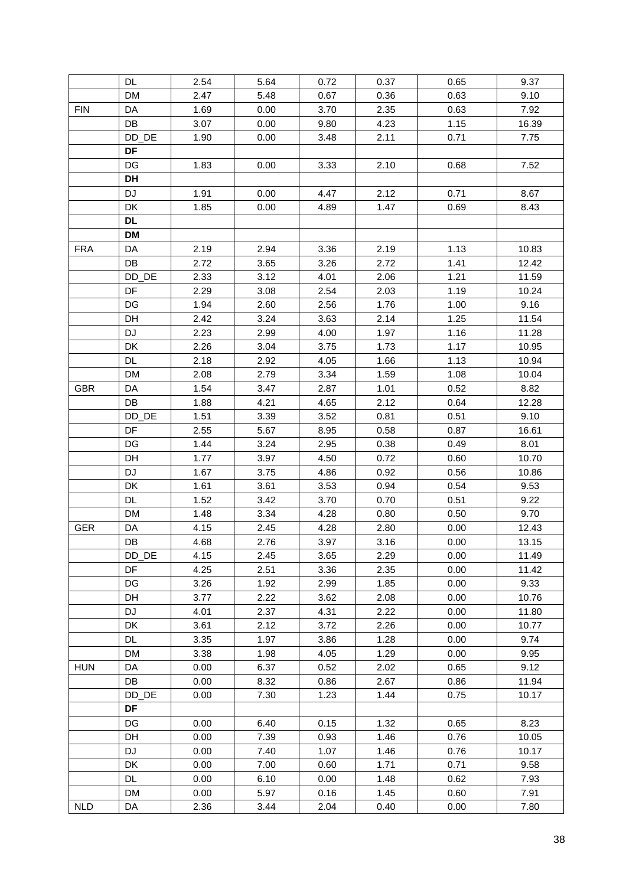| | DL | 2.54 | 5.64 | 0.72 | 0.37 | 0.65 | 9.37 |
|---|---|---|---|---|---|---|---|
| | DM | 2.47 | 5.48 | 0.67 | 0.36 | 0.63 | 9.10 |
| FIN | DA | 1.69 | 0.00 | 3.70 | 2.35 | 0.63 | 7.92 |
| | DB | 3.07 | 0.00 | 9.80 | 4.23 | 1.15 | 16.39 |
| | DD_DE | 1.90 | 0.00 | 3.48 | 2.11 | 0.71 | 7.75 |
| | **DF** | | | | | | |
| | DG | 1.83 | 0.00 | 3.33 | 2.10 | 0.68 | 7.52 |
| | **DH** | | | | | | |
| | DJ | 1.91 | 0.00 | 4.47 | 2.12 | 0.71 | 8.67 |
| | DK | 1.85 | 0.00 | 4.89 | 1.47 | 0.69 | 8.43 |
| | **DL** | | | | | | |
| | **DM** | | | | | | |
| FRA | DA | 2.19 | 2.94 | 3.36 | 2.19 | 1.13 | 10.83 |
| | DB | 2.72 | 3.65 | 3.26 | 2.72 | 1.41 | 12.42 |
| | DD_DE | 2.33 | 3.12 | 4.01 | 2.06 | 1.21 | 11.59 |
| | DF | 2.29 | 3.08 | 2.54 | 2.03 | 1.19 | 10.24 |
| | DG | 1.94 | 2.60 | 2.56 | 1.76 | 1.00 | 9.16 |
| | DH | 2.42 | 3.24 | 3.63 | 2.14 | 1.25 | 11.54 |
| | DJ | 2.23 | 2.99 | 4.00 | 1.97 | 1.16 | 11.28 |
| | DK | 2.26 | 3.04 | 3.75 | 1.73 | 1.17 | 10.95 |
| | DL | 2.18 | 2.92 | 4.05 | 1.66 | 1.13 | 10.94 |
| | DM | 2.08 | 2.79 | 3.34 | 1.59 | 1.08 | 10.04 |
| GBR | DA | 1.54 | 3.47 | 2.87 | 1.01 | 0.52 | 8.82 |
| | DB | 1.88 | 4.21 | 4.65 | 2.12 | 0.64 | 12.28 |
| | DD_DE | 1.51 | 3.39 | 3.52 | 0.81 | 0.51 | 9.10 |
| | DF | 2.55 | 5.67 | 8.95 | 0.58 | 0.87 | 16.61 |
| | DG | 1.44 | 3.24 | 2.95 | 0.38 | 0.49 | 8.01 |
| | DH | 1.77 | 3.97 | 4.50 | 0.72 | 0.60 | 10.70 |
| | DJ | 1.67 | 3.75 | 4.86 | 0.92 | 0.56 | 10.86 |
| | DK | 1.61 | 3.61 | 3.53 | 0.94 | 0.54 | 9.53 |
| | DL | 1.52 | 3.42 | 3.70 | 0.70 | 0.51 | 9.22 |
| | DM | 1.48 | 3.34 | 4.28 | 0.80 | 0.50 | 9.70 |
| GER | DA | 4.15 | 2.45 | 4.28 | 2.80 | 0.00 | 12.43 |
| | DB | 4.68 | 2.76 | 3.97 | 3.16 | 0.00 | 13.15 |
| | DD_DE | 4.15 | 2.45 | 3.65 | 2.29 | 0.00 | 11.49 |
| | DF | 4.25 | 2.51 | 3.36 | 2.35 | 0.00 | 11.42 |
| | DG | 3.26 | 1.92 | 2.99 | 1.85 | 0.00 | 9.33 |
| | DH | 3.77 | 2.22 | 3.62 | 2.08 | 0.00 | 10.76 |
| | DJ | 4.01 | 2.37 | 4.31 | 2.22 | 0.00 | 11.80 |
| | DK | 3.61 | 2.12 | 3.72 | 2.26 | 0.00 | 10.77 |
| | DL | 3.35 | 1.97 | 3.86 | 1.28 | 0.00 | 9.74 |
| | DM | 3.38 | 1.98 | 4.05 | 1.29 | 0.00 | 9.95 |
| HUN | DA | 0.00 | 6.37 | 0.52 | 2.02 | 0.65 | 9.12 |
| | DB | 0.00 | 8.32 | 0.86 | 2.67 | 0.86 | 11.94 |
| | DD_DE | 0.00 | 7.30 | 1.23 | 1.44 | 0.75 | 10.17 |
| | **DF** | | | | | | |
| | DG | 0.00 | 6.40 | 0.15 | 1.32 | 0.65 | 8.23 |
| | DH | 0.00 | 7.39 | 0.93 | 1.46 | 0.76 | 10.05 |
| | DJ | 0.00 | 7.40 | 1.07 | 1.46 | 0.76 | 10.17 |
| | DK | 0.00 | 7.00 | 0.60 | 1.71 | 0.71 | 9.58 |
| | DL | 0.00 | 6.10 | 0.00 | 1.48 | 0.62 | 7.93 |
| | DM | 0.00 | 5.97 | 0.16 | 1.45 | 0.60 | 7.91 |
| NLD | DA | 2.36 | 3.44 | 2.04 | 0.40 | 0.00 | 7.80 |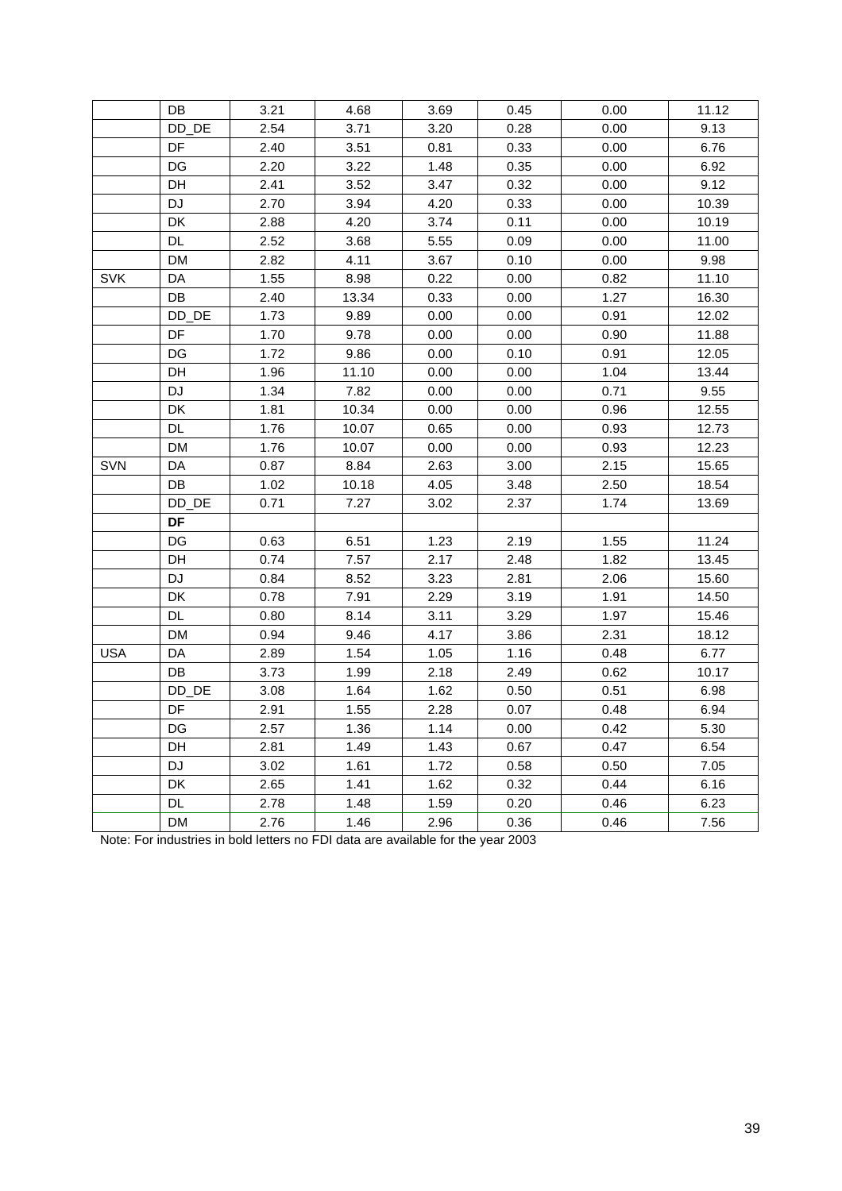| | | | | | | | |
|---|---|---|---|---|---|---|---|
| | DB | 3.21 | 4.68 | 3.69 | 0.45 | 0.00 | 11.12 |
| | DD_DE | 2.54 | 3.71 | 3.20 | 0.28 | 0.00 | 9.13 |
| | DF | 2.40 | 3.51 | 0.81 | 0.33 | 0.00 | 6.76 |
| | DG | 2.20 | 3.22 | 1.48 | 0.35 | 0.00 | 6.92 |
| | DH | 2.41 | 3.52 | 3.47 | 0.32 | 0.00 | 9.12 |
| | DJ | 2.70 | 3.94 | 4.20 | 0.33 | 0.00 | 10.39 |
| | DK | 2.88 | 4.20 | 3.74 | 0.11 | 0.00 | 10.19 |
| | DL | 2.52 | 3.68 | 5.55 | 0.09 | 0.00 | 11.00 |
| | DM | 2.82 | 4.11 | 3.67 | 0.10 | 0.00 | 9.98 |
| SVK | DA | 1.55 | 8.98 | 0.22 | 0.00 | 0.82 | 11.10 |
| | DB | 2.40 | 13.34 | 0.33 | 0.00 | 1.27 | 16.30 |
| | DD_DE | 1.73 | 9.89 | 0.00 | 0.00 | 0.91 | 12.02 |
| | DF | 1.70 | 9.78 | 0.00 | 0.00 | 0.90 | 11.88 |
| | DG | 1.72 | 9.86 | 0.00 | 0.10 | 0.91 | 12.05 |
| | DH | 1.96 | 11.10 | 0.00 | 0.00 | 1.04 | 13.44 |
| | DJ | 1.34 | 7.82 | 0.00 | 0.00 | 0.71 | 9.55 |
| | DK | 1.81 | 10.34 | 0.00 | 0.00 | 0.96 | 12.55 |
| | DL | 1.76 | 10.07 | 0.65 | 0.00 | 0.93 | 12.73 |
| | DM | 1.76 | 10.07 | 0.00 | 0.00 | 0.93 | 12.23 |
| SVN | DA | 0.87 | 8.84 | 2.63 | 3.00 | 2.15 | 15.65 |
| | DB | 1.02 | 10.18 | 4.05 | 3.48 | 2.50 | 18.54 |
| | DD_DE | 0.71 | 7.27 | 3.02 | 2.37 | 1.74 | 13.69 |
| | **DF** | | | | | | |
| | DG | 0.63 | 6.51 | 1.23 | 2.19 | 1.55 | 11.24 |
| | DH | 0.74 | 7.57 | 2.17 | 2.48 | 1.82 | 13.45 |
| | DJ | 0.84 | 8.52 | 3.23 | 2.81 | 2.06 | 15.60 |
| | DK | 0.78 | 7.91 | 2.29 | 3.19 | 1.91 | 14.50 |
| | DL | 0.80 | 8.14 | 3.11 | 3.29 | 1.97 | 15.46 |
| | DM | 0.94 | 9.46 | 4.17 | 3.86 | 2.31 | 18.12 |
| USA | DA | 2.89 | 1.54 | 1.05 | 1.16 | 0.48 | 6.77 |
| | DB | 3.73 | 1.99 | 2.18 | 2.49 | 0.62 | 10.17 |
| | DD_DE | 3.08 | 1.64 | 1.62 | 0.50 | 0.51 | 6.98 |
| | DF | 2.91 | 1.55 | 2.28 | 0.07 | 0.48 | 6.94 |
| | DG | 2.57 | 1.36 | 1.14 | 0.00 | 0.42 | 5.30 |
| | DH | 2.81 | 1.49 | 1.43 | 0.67 | 0.47 | 6.54 |
| | DJ | 3.02 | 1.61 | 1.72 | 0.58 | 0.50 | 7.05 |
| | DK | 2.65 | 1.41 | 1.62 | 0.32 | 0.44 | 6.16 |
| | DL | 2.78 | 1.48 | 1.59 | 0.20 | 0.46 | 6.23 |
| | DM | 2.76 | 1.46 | 2.96 | 0.36 | 0.46 | 7.56 |

Note: For industries in bold letters no FDI data are available for the year 2003